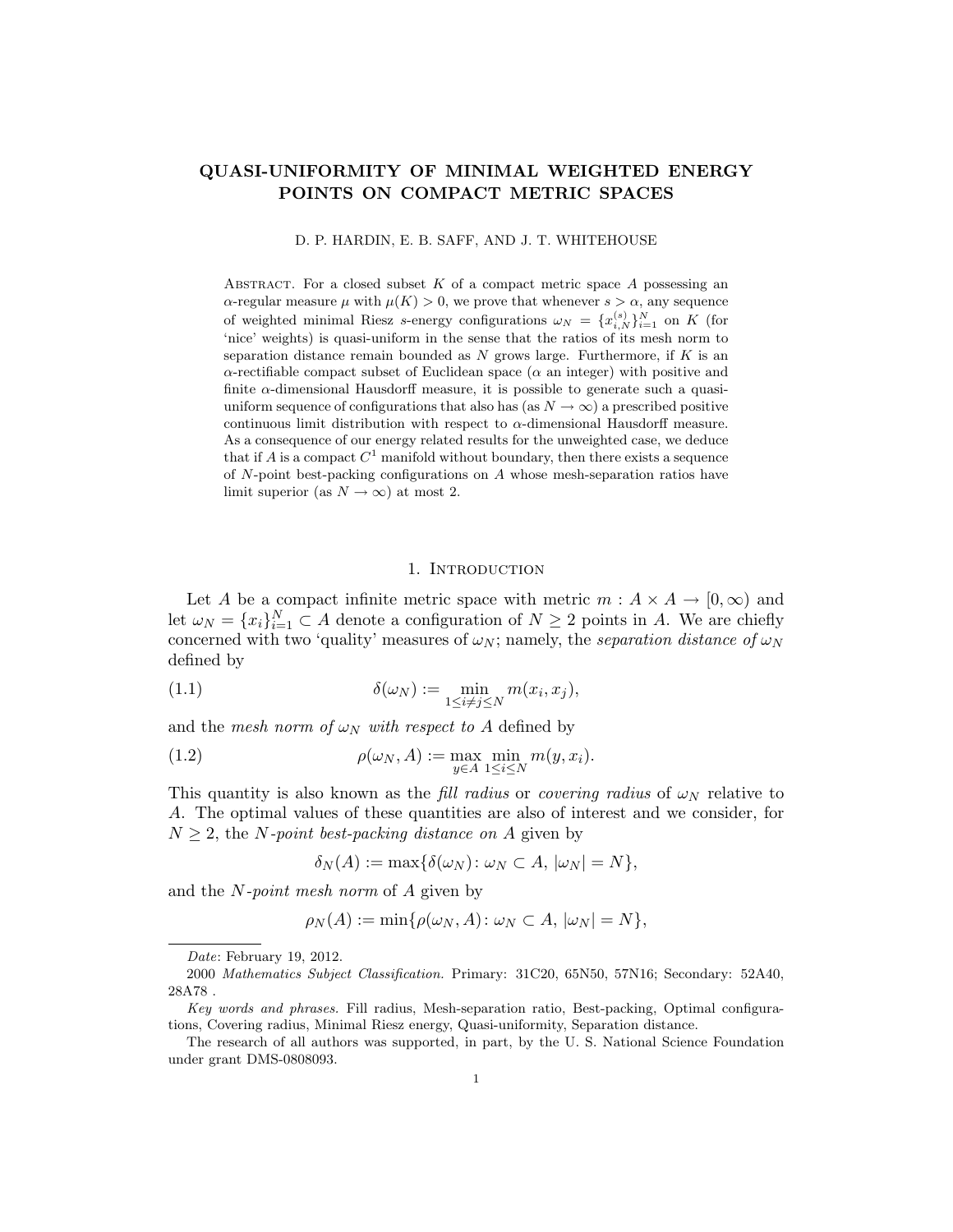# QUASI-UNIFORMITY OF MINIMAL WEIGHTED ENERGY POINTS ON COMPACT METRIC SPACES

D. P. HARDIN, E. B. SAFF, AND J. T. WHITEHOUSE

Abstract. For a closed subset $K$ of a compact metric space $A$ possessing an $\alpha$-regular measure $\mu$ with $\mu(K) > 0$, we prove that whenever $s > \alpha$, any sequence of weighted minimal Riesz $s$-energy configurations $\omega_N = \{x_{i,N}^{(s)}\}_{i=1}^N$ on $K$ (for 'nice' weights) is quasi-uniform in the sense that the ratios of its mesh norm to separation distance remain bounded as $N$ grows large. Furthermore, if $K$ is an $\alpha$-rectifiable compact subset of Euclidean space ($\alpha$ an integer) with positive and finite $\alpha$-dimensional Hausdorff measure, it is possible to generate such a quasi-uniform sequence of configurations that also has (as $N \to \infty$) a prescribed positive continuous limit distribution with respect to $\alpha$-dimensional Hausdorff measure. As a consequence of our energy related results for the unweighted case, we deduce that if $A$ is a compact $C^1$ manifold without boundary, then there exists a sequence of $N$-point best-packing configurations on $A$ whose mesh-separation ratios have limit superior (as $N \to \infty$) at most 2.

## 1. Introduction

Let $A$ be a compact infinite metric space with metric $m : A \times A \to [0, \infty)$ and let $\omega_N = \{x_i\}_{i=1}^N \subset A$ denote a configuration of $N \geq 2$ points in $A$. We are chiefly concerned with two 'quality' measures of $\omega_N$; namely, the *separation distance of* $\omega_N$ defined by

$$\delta(\omega_N) := \min_{1 \leq i \neq j \leq N} m(x_i, x_j), \tag{1.1}$$

and the *mesh norm of* $\omega_N$ *with respect to* $A$ defined by

$$\rho(\omega_N, A) := \max_{y \in A} \min_{1 \leq i \leq N} m(y, x_i). \tag{1.2}$$

This quantity is also known as the *fill radius* or *covering radius* of $\omega_N$ relative to $A$. The optimal values of these quantities are also of interest and we consider, for $N \geq 2$, the *$N$-point best-packing distance on* $A$ given by

$$\delta_N(A) := \max\{\delta(\omega_N) \colon \omega_N \subset A, \, |\omega_N| = N\},$$

and the *$N$-point mesh norm* of $A$ given by

$$\rho_N(A) := \min\{\rho(\omega_N, A) \colon \omega_N \subset A, \, |\omega_N| = N\},$$

---

*Date*: February 19, 2012.

2000 *Mathematics Subject Classification.* Primary: 31C20, 65N50, 57N16; Secondary: 52A40, 28A78 .

*Key words and phrases.* Fill radius, Mesh-separation ratio, Best-packing, Optimal configurations, Covering radius, Minimal Riesz energy, Quasi-uniformity, Separation distance.

The research of all authors was supported, in part, by the U. S. National Science Foundation under grant DMS-0808093.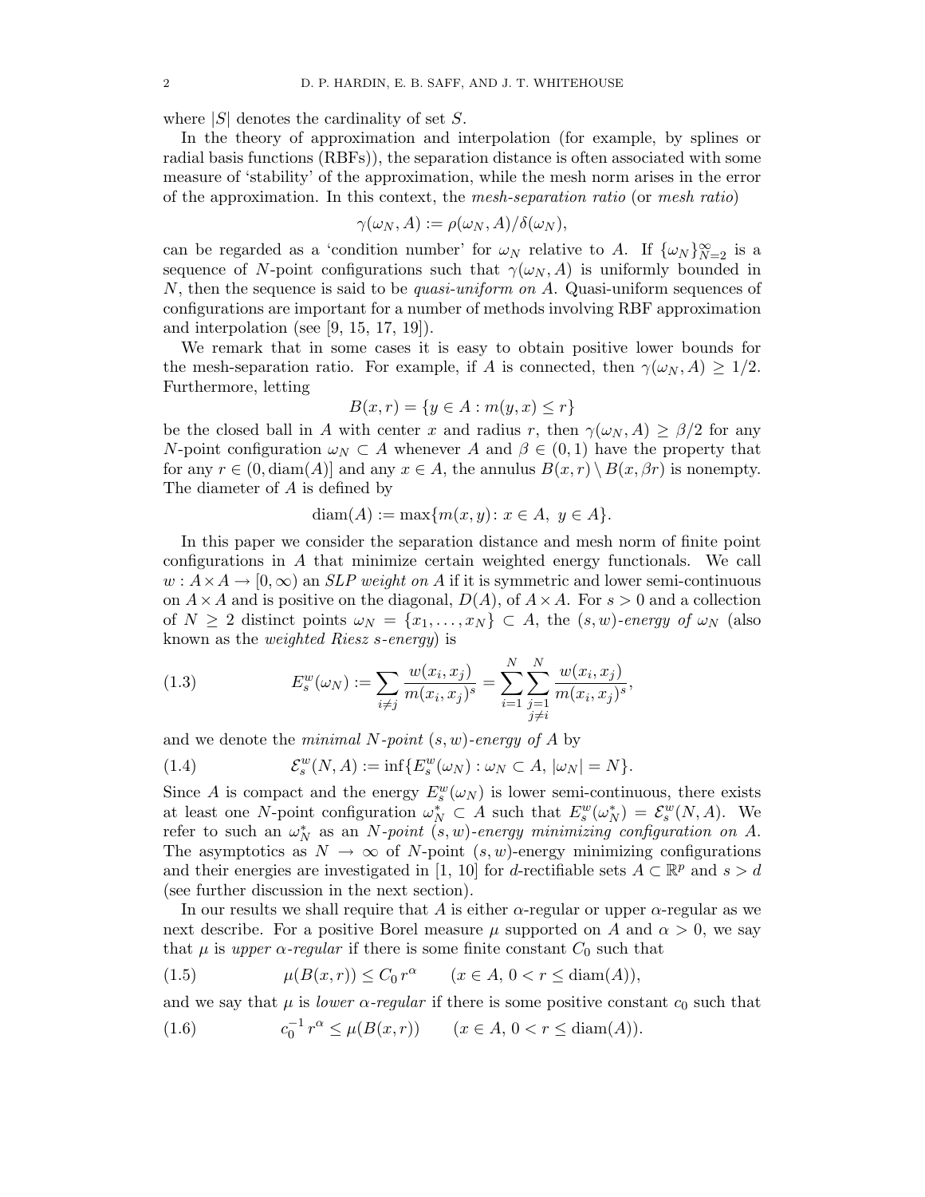where $|S|$ denotes the cardinality of set $S$.

In the theory of approximation and interpolation (for example, by splines or radial basis functions (RBFs)), the separation distance is often associated with some measure of 'stability' of the approximation, while the mesh norm arises in the error of the approximation. In this context, the *mesh-separation ratio* (or *mesh ratio*)

$$\gamma(\omega_N, A) := \rho(\omega_N, A)/\delta(\omega_N),$$

can be regarded as a 'condition number' for $\omega_N$ relative to $A$. If $\{\omega_N\}_{N=2}^{\infty}$ is a sequence of $N$-point configurations such that $\gamma(\omega_N, A)$ is uniformly bounded in $N$, then the sequence is said to be *quasi-uniform on* $A$. Quasi-uniform sequences of configurations are important for a number of methods involving RBF approximation and interpolation (see [9, 15, 17, 19]).

We remark that in some cases it is easy to obtain positive lower bounds for the mesh-separation ratio. For example, if $A$ is connected, then $\gamma(\omega_N, A) \geq 1/2$. Furthermore, letting

$$B(x, r) = \{y \in A : m(y, x) \leq r\}$$

be the closed ball in $A$ with center $x$ and radius $r$, then $\gamma(\omega_N, A) \geq \beta/2$ for any $N$-point configuration $\omega_N \subset A$ whenever $A$ and $\beta \in (0, 1)$ have the property that for any $r \in (0, \operatorname{diam}(A)]$ and any $x \in A$, the annulus $B(x, r) \setminus B(x, \beta r)$ is nonempty. The diameter of $A$ is defined by

$$\operatorname{diam}(A) := \max\{m(x, y) \colon x \in A, \ y \in A\}.$$

In this paper we consider the separation distance and mesh norm of finite point configurations in $A$ that minimize certain weighted energy functionals. We call $w : A \times A \to [0, \infty)$ an *SLP weight on* $A$ if it is symmetric and lower semi-continuous on $A \times A$ and is positive on the diagonal, $D(A)$, of $A \times A$. For $s > 0$ and a collection of $N \geq 2$ distinct points $\omega_N = \{x_1, \ldots, x_N\} \subset A$, the $(s, w)$*-energy of* $\omega_N$ (also known as the *weighted Riesz s-energy*) is

$$E_s^w(\omega_N) := \sum_{i \neq j} \frac{w(x_i, x_j)}{m(x_i, x_j)^s} = \sum_{i=1}^{N} \sum_{\substack{j=1 \\ j \neq i}}^{N} \frac{w(x_i, x_j)}{m(x_i, x_j)^s}, \tag{1.3}$$

and we denote the *minimal $N$-point $(s, w)$-energy of $A$* by

$$\mathcal{E}_s^w(N, A) := \inf\{E_s^w(\omega_N) : \omega_N \subset A, \ |\omega_N| = N\}. \tag{1.4}$$

Since $A$ is compact and the energy $E_s^w(\omega_N)$ is lower semi-continuous, there exists at least one $N$-point configuration $\omega_N^* \subset A$ such that $E_s^w(\omega_N^*) = \mathcal{E}_s^w(N, A)$. We refer to such an $\omega_N^*$ as an *$N$-point $(s, w)$-energy minimizing configuration on $A$*. The asymptotics as $N \to \infty$ of $N$-point $(s, w)$-energy minimizing configurations and their energies are investigated in [1, 10] for $d$-rectifiable sets $A \subset \mathbb{R}^p$ and $s > d$ (see further discussion in the next section).

In our results we shall require that $A$ is either $\alpha$-regular or upper $\alpha$-regular as we next describe. For a positive Borel measure $\mu$ supported on $A$ and $\alpha > 0$, we say that $\mu$ is *upper $\alpha$-regular* if there is some finite constant $C_0$ such that

$$\mu(B(x, r)) \leq C_0 \, r^{\alpha} \qquad (x \in A, \ 0 < r \leq \operatorname{diam}(A)), \tag{1.5}$$

and we say that $\mu$ is *lower $\alpha$-regular* if there is some positive constant $c_0$ such that

$$c_0^{-1} \, r^{\alpha} \leq \mu(B(x, r)) \qquad (x \in A, \ 0 < r \leq \operatorname{diam}(A)). \tag{1.6}$$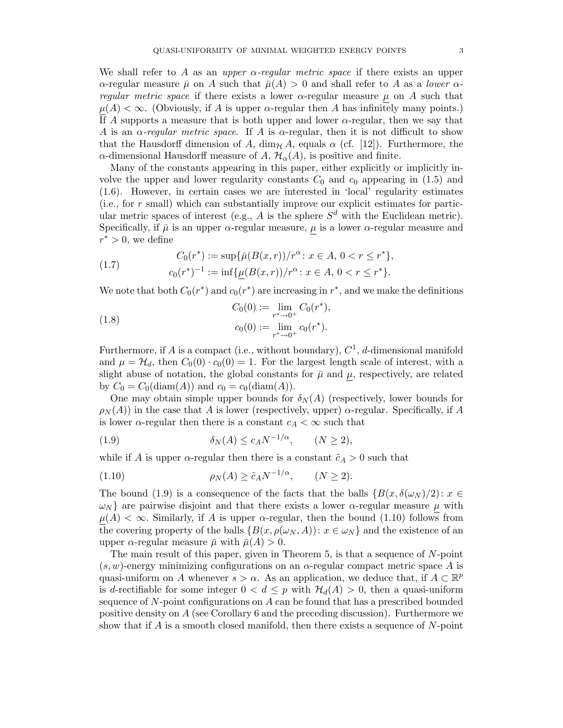We shall refer to $A$ as an *upper $\alpha$-regular metric space* if there exists an upper $\alpha$-regular measure $\bar{\mu}$ on $A$ such that $\bar{\mu}(A) > 0$ and shall refer to $A$ as a *lower $\alpha$-regular metric space* if there exists a lower $\alpha$-regular measure $\underline{\mu}$ on $A$ such that $\underline{\mu}(A) < \infty$. (Obviously, if $A$ is upper $\alpha$-regular then $A$ has infinitely many points.) If $A$ supports a measure that is both upper and lower $\alpha$-regular, then we say that $A$ is an *$\alpha$-regular metric space*. If $A$ is $\alpha$-regular, then it is not difficult to show that the Hausdorff dimension of $A$, $\dim_{\mathcal{H}} A$, equals $\alpha$ (cf. [12]). Furthermore, the $\alpha$-dimensional Hausdorff measure of $A$, $\mathcal{H}_\alpha(A)$, is positive and finite.

Many of the constants appearing in this paper, either explicitly or implicitly involve the upper and lower regularity constants $C_0$ and $c_0$ appearing in (1.5) and (1.6). However, in certain cases we are interested in 'local' regularity estimates (i.e., for $r$ small) which can substantially improve our explicit estimates for particular metric spaces of interest (e.g., $A$ is the sphere $S^d$ with the Euclidean metric). Specifically, if $\bar{\mu}$ is an upper $\alpha$-regular measure, $\underline{\mu}$ is a lower $\alpha$-regular measure and $r^* > 0$, we define

$$
\begin{aligned}
C_0(r^*) &:= \sup\{\bar{\mu}(B(x,r))/r^\alpha \colon x \in A,\ 0 < r \le r^*\}, \\
c_0(r^*)^{-1} &:= \inf\{\underline{\mu}(B(x,r))/r^\alpha \colon x \in A,\ 0 < r \le r^*\}.
\end{aligned}
\tag{1.7}
$$

We note that both $C_0(r^*)$ and $c_0(r^*)$ are increasing in $r^*$, and we make the definitions

$$
\begin{aligned}
C_0(0) &:= \lim_{r^* \to 0^+} C_0(r^*), \\
c_0(0) &:= \lim_{r^* \to 0^+} c_0(r^*).
\end{aligned}
\tag{1.8}
$$

Furthermore, if $A$ is a compact (i.e., without boundary), $C^1$, $d$-dimensional manifold and $\mu = \mathcal{H}_d$, then $C_0(0) \cdot c_0(0) = 1$. For the largest length scale of interest, with a slight abuse of notation, the global constants for $\bar{\mu}$ and $\underline{\mu}$, respectively, are related by $C_0 = C_0(\operatorname{diam}(A))$ and $c_0 = c_0(\operatorname{diam}(A))$.

One may obtain simple upper bounds for $\delta_N(A)$ (respectively, lower bounds for $\rho_N(A)$) in the case that $A$ is lower (respectively, upper) $\alpha$-regular. Specifically, if $A$ is lower $\alpha$-regular then there is a constant $c_A < \infty$ such that

$$
\delta_N(A) \le c_A N^{-1/\alpha}, \qquad (N \ge 2),
\tag{1.9}
$$

while if $A$ is upper $\alpha$-regular then there is a constant $\tilde{c}_A > 0$ such that

$$
\rho_N(A) \ge \tilde{c}_A N^{-1/\alpha}, \qquad (N \ge 2).
\tag{1.10}
$$

The bound (1.9) is a consequence of the facts that the balls $\{B(x, \delta(\omega_N)/2) \colon x \in \omega_N\}$ are pairwise disjoint and that there exists a lower $\alpha$-regular measure $\underline{\mu}$ with $\underline{\mu}(A) < \infty$. Similarly, if $A$ is upper $\alpha$-regular, then the bound (1.10) follows from the covering property of the balls $\{B(x, \rho(\omega_N, A)) \colon x \in \omega_N\}$ and the existence of an upper $\alpha$-regular measure $\bar{\mu}$ with $\bar{\mu}(A) > 0$.

The main result of this paper, given in Theorem 5, is that a sequence of $N$-point $(s, w)$-energy minimizing configurations on an $\alpha$-regular compact metric space $A$ is quasi-uniform on $A$ whenever $s > \alpha$. As an application, we deduce that, if $A \subset \mathbb{R}^p$ is $d$-rectifiable for some integer $0 < d \le p$ with $\mathcal{H}_d(A) > 0$, then a quasi-uniform sequence of $N$-point configurations on $A$ can be found that has a prescribed bounded positive density on $A$ (see Corollary 6 and the preceding discussion). Furthermore we show that if $A$ is a smooth closed manifold, then there exists a sequence of $N$-point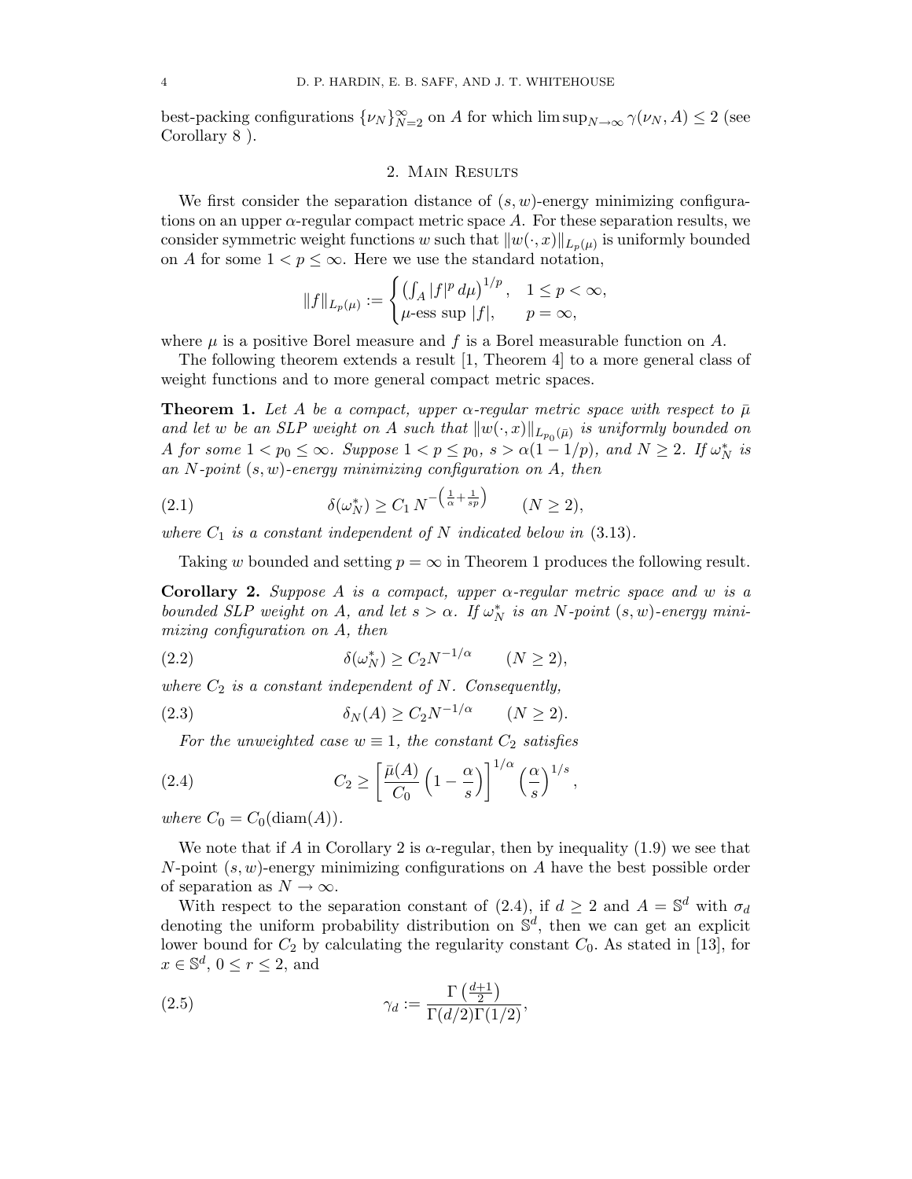best-packing configurations $\{\nu_N\}_{N=2}^{\infty}$ on $A$ for which $\limsup_{N\to\infty} \gamma(\nu_N, A) \le 2$ (see Corollary 8 ).

## 2. Main Results

We first consider the separation distance of $(s,w)$-energy minimizing configurations on an upper $\alpha$-regular compact metric space $A$. For these separation results, we consider symmetric weight functions $w$ such that $\|w(\cdot,x)\|_{L_p(\mu)}$ is uniformly bounded on $A$ for some $1 < p \le \infty$. Here we use the standard notation,

$$\|f\|_{L_p(\mu)} := \begin{cases} \left(\int_A |f|^p \, d\mu\right)^{1/p}, & 1 \le p < \infty, \\ \mu\text{-ess sup } |f|, & p = \infty, \end{cases}$$

where $\mu$ is a positive Borel measure and $f$ is a Borel measurable function on $A$.

The following theorem extends a result [1, Theorem 4] to a more general class of weight functions and to more general compact metric spaces.

**Theorem 1.** *Let $A$ be a compact, upper $\alpha$-regular metric space with respect to $\bar{\mu}$ and let $w$ be an SLP weight on $A$ such that $\|w(\cdot,x)\|_{L_{p_0}(\bar{\mu})}$ is uniformly bounded on $A$ for some $1 < p_0 \le \infty$. Suppose $1 < p \le p_0$, $s > \alpha(1 - 1/p)$, and $N \ge 2$. If $\omega_N^*$ is an $N$-point $(s,w)$-energy minimizing configuration on $A$, then*

$$\delta(\omega_N^*) \ge C_1 \, N^{-\left(\frac{1}{\alpha} + \frac{1}{sp}\right)} \qquad (N \ge 2), \tag{2.1}$$

*where $C_1$ is a constant independent of $N$ indicated below in* (3.13).

Taking $w$ bounded and setting $p = \infty$ in Theorem 1 produces the following result.

**Corollary 2.** *Suppose $A$ is a compact, upper $\alpha$-regular metric space and $w$ is a bounded SLP weight on $A$, and let $s > \alpha$. If $\omega_N^*$ is an $N$-point $(s,w)$-energy minimizing configuration on $A$, then*

$$\delta(\omega_N^*) \ge C_2 N^{-1/\alpha} \qquad (N \ge 2), \tag{2.2}$$

*where $C_2$ is a constant independent of $N$. Consequently,*

$$\delta_N(A) \ge C_2 N^{-1/\alpha} \qquad (N \ge 2). \tag{2.3}$$

*For the unweighted case $w \equiv 1$, the constant $C_2$ satisfies*

$$C_2 \ge \left[\frac{\bar{\mu}(A)}{C_0}\left(1 - \frac{\alpha}{s}\right)\right]^{1/\alpha} \left(\frac{\alpha}{s}\right)^{1/s}, \tag{2.4}$$

*where $C_0 = C_0(\mathrm{diam}(A))$.*

We note that if $A$ in Corollary 2 is $\alpha$-regular, then by inequality (1.9) we see that $N$-point $(s,w)$-energy minimizing configurations on $A$ have the best possible order of separation as $N \to \infty$.

With respect to the separation constant of (2.4), if $d \ge 2$ and $A = \mathbb{S}^d$ with $\sigma_d$ denoting the uniform probability distribution on $\mathbb{S}^d$, then we can get an explicit lower bound for $C_2$ by calculating the regularity constant $C_0$. As stated in [13], for $x \in \mathbb{S}^d$, $0 \le r \le 2$, and

$$\gamma_d := \frac{\Gamma\left(\frac{d+1}{2}\right)}{\Gamma(d/2)\Gamma(1/2)}, \tag{2.5}$$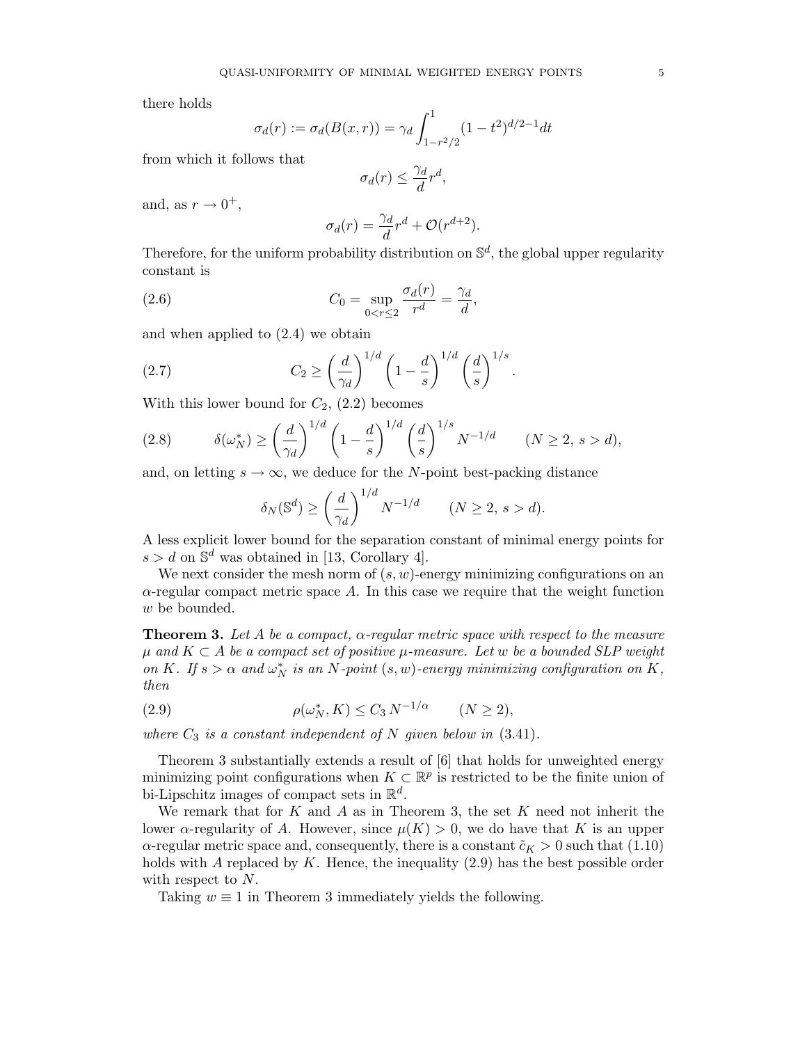there holds

$$\sigma_d(r) := \sigma_d(B(x,r)) = \gamma_d \int_{1-r^2/2}^{1} (1-t^2)^{d/2-1} dt$$

from which it follows that

$$\sigma_d(r) \leq \frac{\gamma_d}{d} r^d,$$

and, as $r \to 0^+$,

$$\sigma_d(r) = \frac{\gamma_d}{d} r^d + \mathcal{O}(r^{d+2}).$$

Therefore, for the uniform probability distribution on $\mathbb{S}^d$, the global upper regularity constant is

$$C_0 = \sup_{0<r\leq 2} \frac{\sigma_d(r)}{r^d} = \frac{\gamma_d}{d}, \tag{2.6}$$

and when applied to (2.4) we obtain

$$C_2 \geq \left(\frac{d}{\gamma_d}\right)^{1/d} \left(1 - \frac{d}{s}\right)^{1/d} \left(\frac{d}{s}\right)^{1/s}. \tag{2.7}$$

With this lower bound for $C_2$, (2.2) becomes

$$\delta(\omega_N^*) \geq \left(\frac{d}{\gamma_d}\right)^{1/d} \left(1 - \frac{d}{s}\right)^{1/d} \left(\frac{d}{s}\right)^{1/s} N^{-1/d} \qquad (N \geq 2,\ s > d), \tag{2.8}$$

and, on letting $s \to \infty$, we deduce for the $N$-point best-packing distance

$$\delta_N(\mathbb{S}^d) \geq \left(\frac{d}{\gamma_d}\right)^{1/d} N^{-1/d} \qquad (N \geq 2,\ s > d).$$

A less explicit lower bound for the separation constant of minimal energy points for $s > d$ on $\mathbb{S}^d$ was obtained in [13, Corollary 4].

We next consider the mesh norm of $(s, w)$-energy minimizing configurations on an $\alpha$-regular compact metric space $A$. In this case we require that the weight function $w$ be bounded.

**Theorem 3.** *Let $A$ be a compact, $\alpha$-regular metric space with respect to the measure $\mu$ and $K \subset A$ be a compact set of positive $\mu$-measure. Let $w$ be a bounded SLP weight on $K$. If $s > \alpha$ and $\omega_N^*$ is an $N$-point $(s, w)$-energy minimizing configuration on $K$, then*

$$\rho(\omega_N^*, K) \leq C_3 \, N^{-1/\alpha} \qquad (N \geq 2), \tag{2.9}$$

*where $C_3$ is a constant independent of $N$ given below in* (3.41).

Theorem 3 substantially extends a result of [6] that holds for unweighted energy minimizing point configurations when $K \subset \mathbb{R}^p$ is restricted to be the finite union of bi-Lipschitz images of compact sets in $\mathbb{R}^d$.

We remark that for $K$ and $A$ as in Theorem 3, the set $K$ need not inherit the lower $\alpha$-regularity of $A$. However, since $\mu(K) > 0$, we do have that $K$ is an upper $\alpha$-regular metric space and, consequently, there is a constant $\tilde{c}_K > 0$ such that (1.10) holds with $A$ replaced by $K$. Hence, the inequality (2.9) has the best possible order with respect to $N$.

Taking $w \equiv 1$ in Theorem 3 immediately yields the following.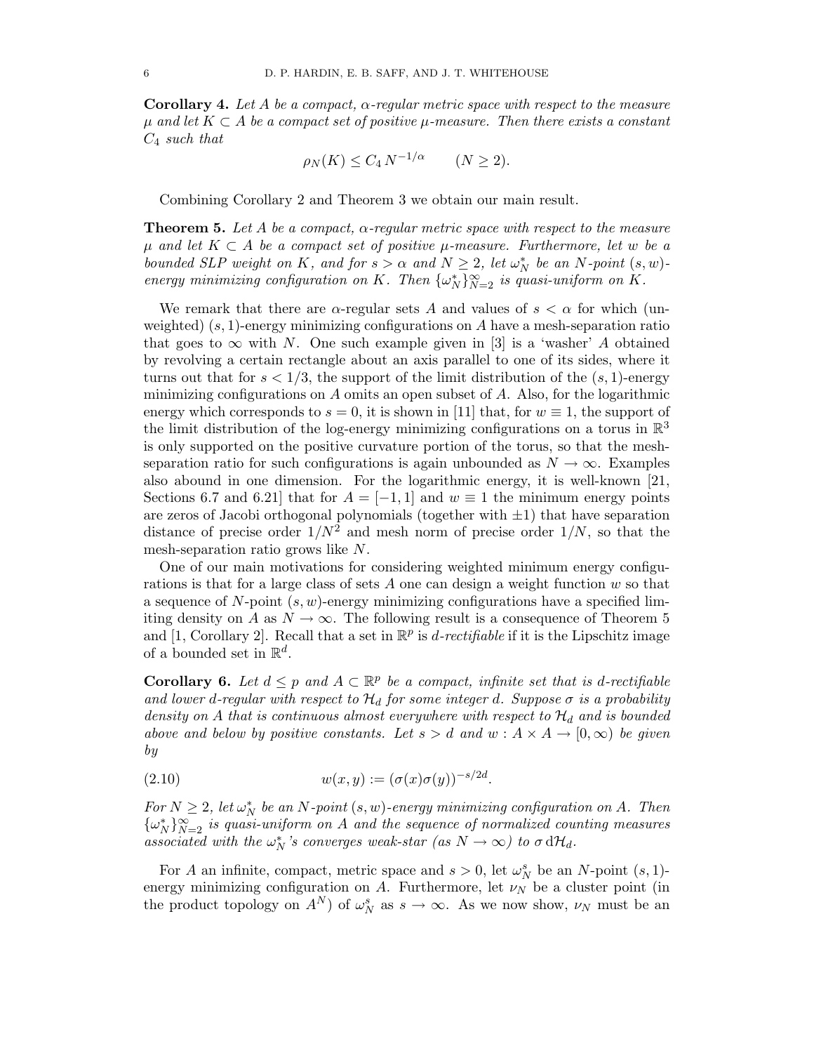**Corollary 4.** *Let $A$ be a compact, $\alpha$-regular metric space with respect to the measure $\mu$ and let $K \subset A$ be a compact set of positive $\mu$-measure. Then there exists a constant $C_4$ such that*

$$\rho_N(K) \leq C_4 \, N^{-1/\alpha} \qquad (N \geq 2).$$

Combining Corollary 2 and Theorem 3 we obtain our main result.

**Theorem 5.** *Let $A$ be a compact, $\alpha$-regular metric space with respect to the measure $\mu$ and let $K \subset A$ be a compact set of positive $\mu$-measure. Furthermore, let $w$ be a bounded SLP weight on $K$, and for $s > \alpha$ and $N \geq 2$, let $\omega_N^*$ be an $N$-point $(s, w)$-energy minimizing configuration on $K$. Then $\{\omega_N^*\}_{N=2}^{\infty}$ is quasi-uniform on $K$.*

We remark that there are $\alpha$-regular sets $A$ and values of $s < \alpha$ for which (unweighted) $(s, 1)$-energy minimizing configurations on $A$ have a mesh-separation ratio that goes to $\infty$ with $N$. One such example given in [3] is a 'washer' $A$ obtained by revolving a certain rectangle about an axis parallel to one of its sides, where it turns out that for $s < 1/3$, the support of the limit distribution of the $(s, 1)$-energy minimizing configurations on $A$ omits an open subset of $A$. Also, for the logarithmic energy which corresponds to $s = 0$, it is shown in [11] that, for $w \equiv 1$, the support of the limit distribution of the log-energy minimizing configurations on a torus in $\mathbb{R}^3$ is only supported on the positive curvature portion of the torus, so that the mesh-separation ratio for such configurations is again unbounded as $N \to \infty$. Examples also abound in one dimension. For the logarithmic energy, it is well-known [21, Sections 6.7 and 6.21] that for $A = [-1, 1]$ and $w \equiv 1$ the minimum energy points are zeros of Jacobi orthogonal polynomials (together with $\pm 1$) that have separation distance of precise order $1/N^2$ and mesh norm of precise order $1/N$, so that the mesh-separation ratio grows like $N$.

One of our main motivations for considering weighted minimum energy configurations is that for a large class of sets $A$ one can design a weight function $w$ so that a sequence of $N$-point $(s, w)$-energy minimizing configurations have a specified limiting density on $A$ as $N \to \infty$. The following result is a consequence of Theorem 5 and [1, Corollary 2]. Recall that a set in $\mathbb{R}^p$ is *$d$-rectifiable* if it is the Lipschitz image of a bounded set in $\mathbb{R}^d$.

**Corollary 6.** *Let $d \leq p$ and $A \subset \mathbb{R}^p$ be a compact, infinite set that is $d$-rectifiable and lower $d$-regular with respect to $\mathcal{H}_d$ for some integer $d$. Suppose $\sigma$ is a probability density on $A$ that is continuous almost everywhere with respect to $\mathcal{H}_d$ and is bounded above and below by positive constants. Let $s > d$ and $w : A \times A \to [0, \infty)$ be given by*

$$w(x, y) := (\sigma(x)\sigma(y))^{-s/2d}. \tag{2.10}$$

*For $N \geq 2$, let $\omega_N^*$ be an $N$-point $(s, w)$-energy minimizing configuration on $A$. Then $\{\omega_N^*\}_{N=2}^{\infty}$ is quasi-uniform on $A$ and the sequence of normalized counting measures associated with the $\omega_N^*$'s converges weak-star (as $N \to \infty$) to $\sigma \, \mathrm{d}\mathcal{H}_d$.*

For $A$ an infinite, compact, metric space and $s > 0$, let $\omega_N^s$ be an $N$-point $(s, 1)$-energy minimizing configuration on $A$. Furthermore, let $\nu_N$ be a cluster point (in the product topology on $A^N$) of $\omega_N^s$ as $s \to \infty$. As we now show, $\nu_N$ must be an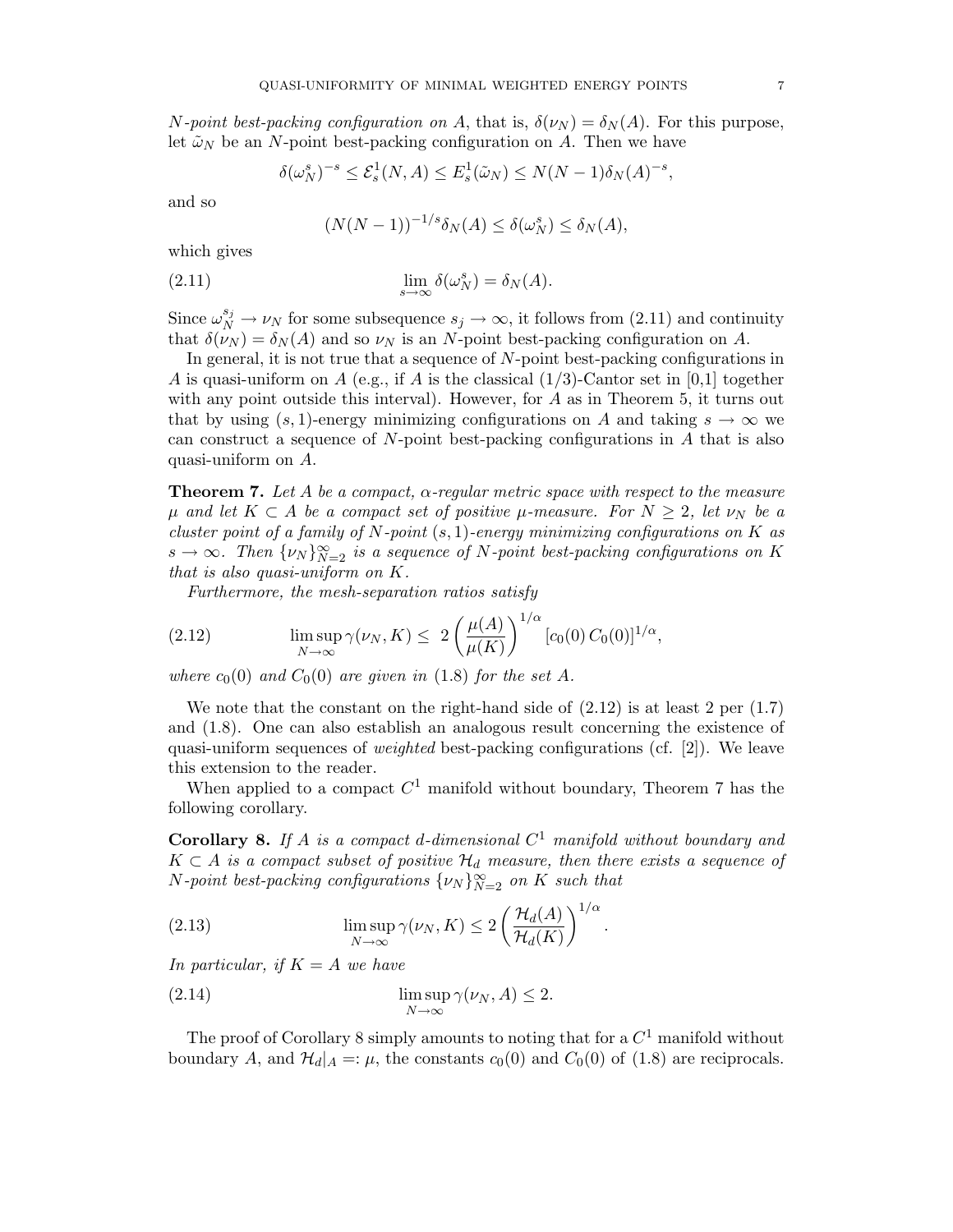*N-point best-packing configuration on A*, that is, $\delta(\nu_N) = \delta_N(A)$. For this purpose, let $\tilde{\omega}_N$ be an $N$-point best-packing configuration on $A$. Then we have

$$\delta(\omega_N^s)^{-s} \le \mathcal{E}_s^1(N,A) \le E_s^1(\tilde{\omega}_N) \le N(N-1)\delta_N(A)^{-s},$$

and so

$$(N(N-1))^{-1/s}\delta_N(A) \le \delta(\omega_N^s) \le \delta_N(A),$$

which gives

$$\lim_{s\to\infty} \delta(\omega_N^s) = \delta_N(A). \tag{2.11}$$

Since $\omega_N^{s_j} \to \nu_N$ for some subsequence $s_j \to \infty$, it follows from (2.11) and continuity that $\delta(\nu_N) = \delta_N(A)$ and so $\nu_N$ is an $N$-point best-packing configuration on $A$.

In general, it is not true that a sequence of $N$-point best-packing configurations in $A$ is quasi-uniform on $A$ (e.g., if $A$ is the classical $(1/3)$-Cantor set in [0,1] together with any point outside this interval). However, for $A$ as in Theorem 5, it turns out that by using $(s,1)$-energy minimizing configurations on $A$ and taking $s \to \infty$ we can construct a sequence of $N$-point best-packing configurations in $A$ that is also quasi-uniform on $A$.

**Theorem 7.** *Let $A$ be a compact, $\alpha$-regular metric space with respect to the measure $\mu$ and let $K \subset A$ be a compact set of positive $\mu$-measure. For $N \ge 2$, let $\nu_N$ be a cluster point of a family of $N$-point $(s,1)$-energy minimizing configurations on $K$ as $s \to \infty$. Then $\{\nu_N\}_{N=2}^\infty$ is a sequence of $N$-point best-packing configurations on $K$ that is also quasi-uniform on $K$.*

*Furthermore, the mesh-separation ratios satisfy*

$$\limsup_{N\to\infty} \gamma(\nu_N, K) \le \; 2\left(\frac{\mu(A)}{\mu(K)}\right)^{1/\alpha} [c_0(0)\, C_0(0)]^{1/\alpha}, \tag{2.12}$$

*where $c_0(0)$ and $C_0(0)$ are given in* (1.8) *for the set $A$.*

We note that the constant on the right-hand side of (2.12) is at least 2 per (1.7) and (1.8). One can also establish an analogous result concerning the existence of quasi-uniform sequences of *weighted* best-packing configurations (cf. [2]). We leave this extension to the reader.

When applied to a compact $C^1$ manifold without boundary, Theorem 7 has the following corollary.

**Corollary 8.** *If $A$ is a compact $d$-dimensional $C^1$ manifold without boundary and $K \subset A$ is a compact subset of positive $\mathcal{H}_d$ measure, then there exists a sequence of $N$-point best-packing configurations $\{\nu_N\}_{N=2}^\infty$ on $K$ such that*

$$\limsup_{N\to\infty} \gamma(\nu_N, K) \le 2\left(\frac{\mathcal{H}_d(A)}{\mathcal{H}_d(K)}\right)^{1/\alpha}. \tag{2.13}$$

*In particular, if $K = A$ we have*

$$\limsup_{N\to\infty} \gamma(\nu_N, A) \le 2. \tag{2.14}$$

The proof of Corollary 8 simply amounts to noting that for a $C^1$ manifold without boundary $A$, and $\mathcal{H}_d|_A =: \mu$, the constants $c_0(0)$ and $C_0(0)$ of (1.8) are reciprocals.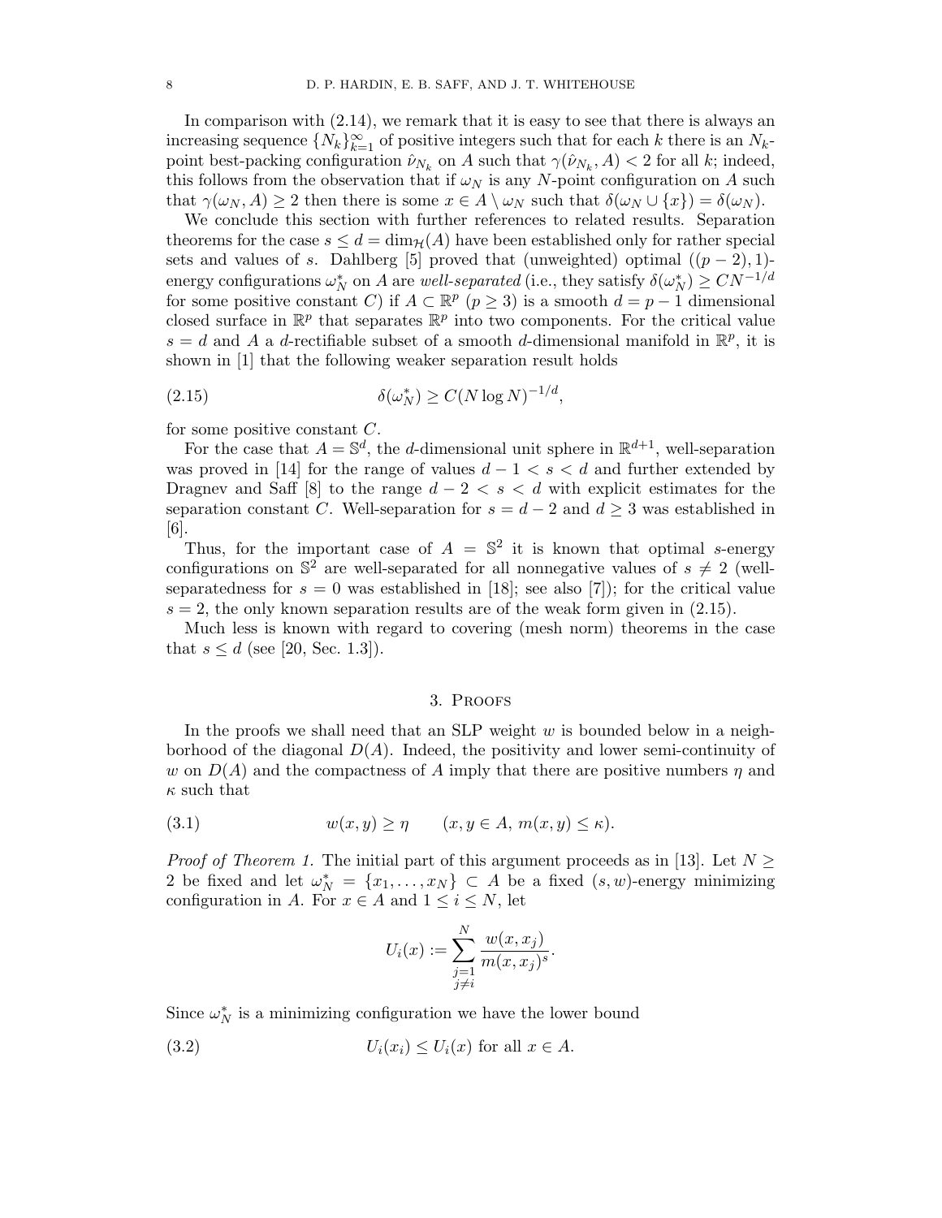In comparison with (2.14), we remark that it is easy to see that there is always an increasing sequence $\{N_k\}_{k=1}^{\infty}$ of positive integers such that for each $k$ there is an $N_k$-point best-packing configuration $\hat{\nu}_{N_k}$ on $A$ such that $\gamma(\hat{\nu}_{N_k}, A) < 2$ for all $k$; indeed, this follows from the observation that if $\omega_N$ is any $N$-point configuration on $A$ such that $\gamma(\omega_N, A) \geq 2$ then there is some $x \in A \setminus \omega_N$ such that $\delta(\omega_N \cup \{x\}) = \delta(\omega_N)$.

We conclude this section with further references to related results. Separation theorems for the case $s \leq d = \dim_{\mathcal{H}}(A)$ have been established only for rather special sets and values of $s$. Dahlberg [5] proved that (unweighted) optimal $((p-2), 1)$-energy configurations $\omega_N^*$ on $A$ are *well-separated* (i.e., they satisfy $\delta(\omega_N^*) \geq CN^{-1/d}$ for some positive constant $C$) if $A \subset \mathbb{R}^p$ $(p \geq 3)$ is a smooth $d = p-1$ dimensional closed surface in $\mathbb{R}^p$ that separates $\mathbb{R}^p$ into two components. For the critical value $s = d$ and $A$ a $d$-rectifiable subset of a smooth $d$-dimensional manifold in $\mathbb{R}^p$, it is shown in [1] that the following weaker separation result holds

$$\delta(\omega_N^*) \geq C(N \log N)^{-1/d}, \tag{2.15}$$

for some positive constant $C$.

For the case that $A = \mathbb{S}^d$, the $d$-dimensional unit sphere in $\mathbb{R}^{d+1}$, well-separation was proved in [14] for the range of values $d-1 < s < d$ and further extended by Dragnev and Saff [8] to the range $d-2 < s < d$ with explicit estimates for the separation constant $C$. Well-separation for $s = d-2$ and $d \geq 3$ was established in [6].

Thus, for the important case of $A = \mathbb{S}^2$ it is known that optimal $s$-energy configurations on $\mathbb{S}^2$ are well-separated for all nonnegative values of $s \neq 2$ (well-separatedness for $s = 0$ was established in [18]; see also [7]); for the critical value $s = 2$, the only known separation results are of the weak form given in (2.15).

Much less is known with regard to covering (mesh norm) theorems in the case that $s \leq d$ (see [20, Sec. 1.3]).

## 3. Proofs

In the proofs we shall need that an SLP weight $w$ is bounded below in a neighborhood of the diagonal $D(A)$. Indeed, the positivity and lower semi-continuity of $w$ on $D(A)$ and the compactness of $A$ imply that there are positive numbers $\eta$ and $\kappa$ such that

$$w(x, y) \geq \eta \qquad (x, y \in A, \; m(x, y) \leq \kappa). \tag{3.1}$$

*Proof of Theorem 1.* The initial part of this argument proceeds as in [13]. Let $N \geq 2$ be fixed and let $\omega_N^* = \{x_1, \ldots, x_N\} \subset A$ be a fixed $(s, w)$-energy minimizing configuration in $A$. For $x \in A$ and $1 \leq i \leq N$, let

$$U_i(x) := \sum_{\substack{j=1 \\ j \neq i}}^{N} \frac{w(x, x_j)}{m(x, x_j)^s}.$$

Since $\omega_N^*$ is a minimizing configuration we have the lower bound

$$U_i(x_i) \leq U_i(x) \text{ for all } x \in A. \tag{3.2}$$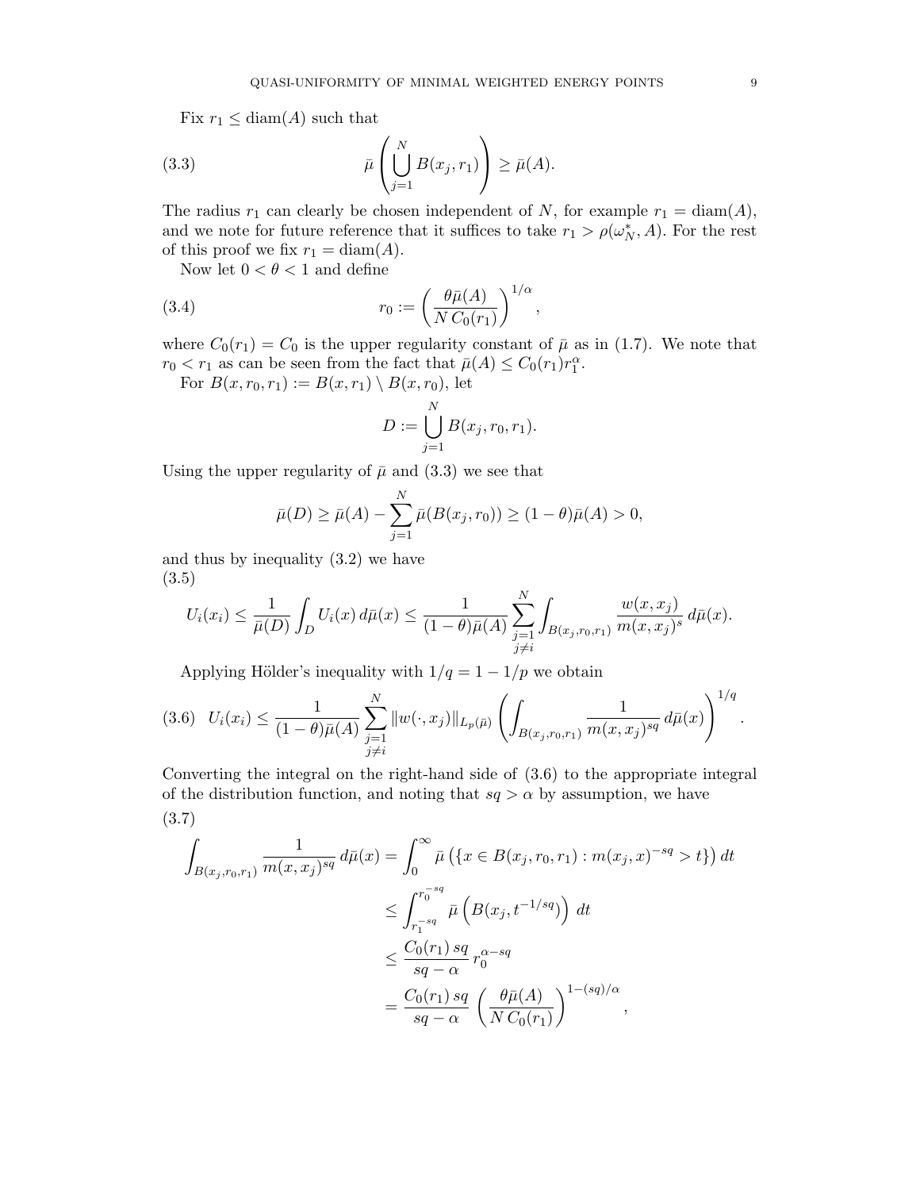Fix $r_1 \le \operatorname{diam}(A)$ such that

$$\bar{\mu}\left(\bigcup_{j=1}^{N} B(x_j, r_1)\right) \ge \bar{\mu}(A). \tag{3.3}$$

The radius $r_1$ can clearly be chosen independent of $N$, for example $r_1 = \operatorname{diam}(A)$, and we note for future reference that it suffices to take $r_1 > \rho(\omega_N^*, A)$. For the rest of this proof we fix $r_1 = \operatorname{diam}(A)$.

Now let $0 < \theta < 1$ and define

$$r_0 := \left(\frac{\theta \bar{\mu}(A)}{N\, C_0(r_1)}\right)^{1/\alpha}, \tag{3.4}$$

where $C_0(r_1) = C_0$ is the upper regularity constant of $\bar{\mu}$ as in (1.7). We note that $r_0 < r_1$ as can be seen from the fact that $\bar{\mu}(A) \le C_0(r_1) r_1^{\alpha}$.

For $B(x, r_0, r_1) := B(x, r_1) \setminus B(x, r_0)$, let

$$D := \bigcup_{j=1}^{N} B(x_j, r_0, r_1).$$

Using the upper regularity of $\bar{\mu}$ and (3.3) we see that

$$\bar{\mu}(D) \ge \bar{\mu}(A) - \sum_{j=1}^{N} \bar{\mu}(B(x_j, r_0)) \ge (1-\theta)\bar{\mu}(A) > 0,$$

and thus by inequality (3.2) we have

$$U_i(x_i) \le \frac{1}{\bar{\mu}(D)} \int_D U_i(x)\, d\bar{\mu}(x) \le \frac{1}{(1-\theta)\bar{\mu}(A)} \sum_{\substack{j=1 \\ j \ne i}}^{N} \int_{B(x_j, r_0, r_1)} \frac{w(x, x_j)}{m(x, x_j)^s}\, d\bar{\mu}(x). \tag{3.5}$$

Applying Hölder's inequality with $1/q = 1 - 1/p$ we obtain

$$U_i(x_i) \le \frac{1}{(1-\theta)\bar{\mu}(A)} \sum_{\substack{j=1 \\ j \ne i}}^{N} \|w(\cdot, x_j)\|_{L_p(\bar{\mu})} \left(\int_{B(x_j, r_0, r_1)} \frac{1}{m(x, x_j)^{sq}}\, d\bar{\mu}(x)\right)^{1/q}. \tag{3.6}$$

Converting the integral on the right-hand side of (3.6) to the appropriate integral of the distribution function, and noting that $sq > \alpha$ by assumption, we have

$$\begin{aligned}
\int_{B(x_j, r_0, r_1)} \frac{1}{m(x, x_j)^{sq}}\, d\bar{\mu}(x) &= \int_0^{\infty} \bar{\mu}\left(\{x \in B(x_j, r_0, r_1) : m(x_j, x)^{-sq} > t\}\right) dt \\
&\le \int_{r_1^{-sq}}^{r_0^{-sq}} \bar{\mu}\left(B(x_j, t^{-1/sq})\right)\, dt \\
&\le \frac{C_0(r_1)\, sq}{sq - \alpha}\, r_0^{\alpha - sq} \\
&= \frac{C_0(r_1)\, sq}{sq - \alpha} \left(\frac{\theta \bar{\mu}(A)}{N\, C_0(r_1)}\right)^{1 - (sq)/\alpha},
\end{aligned} \tag{3.7}$$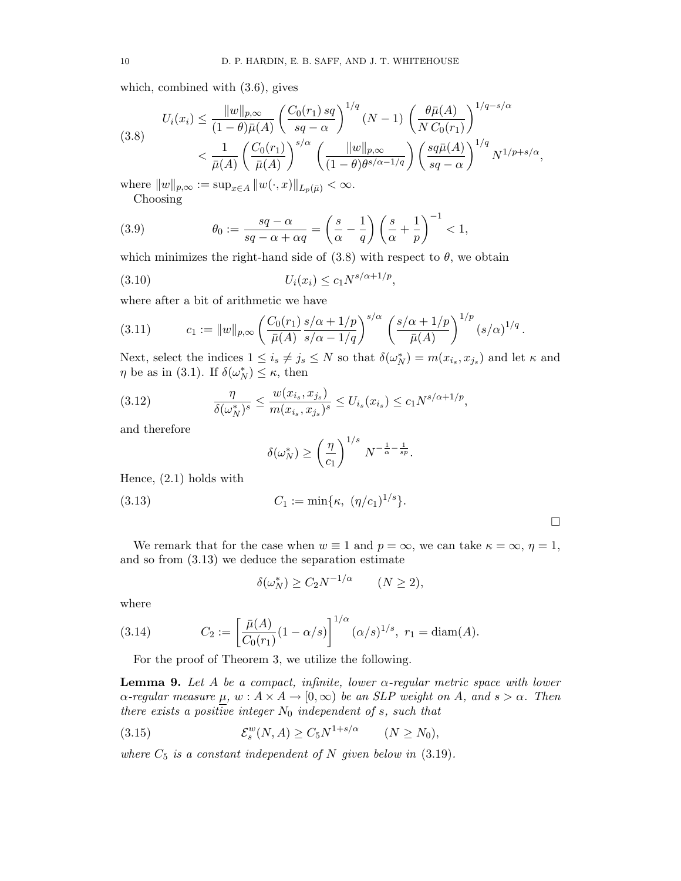which, combined with (3.6), gives

$$
\begin{aligned}
U_i(x_i) &\le \frac{\|w\|_{p,\infty}}{(1-\theta)\bar{\mu}(A)} \left(\frac{C_0(r_1)\, sq}{sq-\alpha}\right)^{1/q} (N-1) \left(\frac{\theta\bar{\mu}(A)}{N\, C_0(r_1)}\right)^{1/q - s/\alpha} \\
&< \frac{1}{\bar{\mu}(A)} \left(\frac{C_0(r_1)}{\bar{\mu}(A)}\right)^{s/\alpha} \left(\frac{\|w\|_{p,\infty}}{(1-\theta)\theta^{s/\alpha - 1/q}}\right) \left(\frac{sq\bar{\mu}(A)}{sq-\alpha}\right)^{1/q} N^{1/p + s/\alpha},
\end{aligned} \tag{3.8}
$$

where $\|w\|_{p,\infty} := \sup_{x\in A} \|w(\cdot, x)\|_{L_p(\bar{\mu})} < \infty$.

Choosing

$$
\theta_0 := \frac{sq-\alpha}{sq-\alpha+\alpha q} = \left(\frac{s}{\alpha} - \frac{1}{q}\right)\left(\frac{s}{\alpha} + \frac{1}{p}\right)^{-1} < 1, \tag{3.9}
$$

which minimizes the right-hand side of (3.8) with respect to $\theta$, we obtain

$$
U_i(x_i) \le c_1 N^{s/\alpha + 1/p}, \tag{3.10}
$$

where after a bit of arithmetic we have

$$
c_1 := \|w\|_{p,\infty} \left(\frac{C_0(r_1)}{\bar{\mu}(A)} \frac{s/\alpha + 1/p}{s/\alpha - 1/q}\right)^{s/\alpha} \left(\frac{s/\alpha + 1/p}{\bar{\mu}(A)}\right)^{1/p} (s/\alpha)^{1/q}. \tag{3.11}
$$

Next, select the indices $1 \le i_s \ne j_s \le N$ so that $\delta(\omega_N^*) = m(x_{i_s}, x_{j_s})$ and let $\kappa$ and $\eta$ be as in (3.1). If $\delta(\omega_N^*) \le \kappa$, then

$$
\frac{\eta}{\delta(\omega_N^*)^s} \le \frac{w(x_{i_s}, x_{j_s})}{m(x_{i_s}, x_{j_s})^s} \le U_{i_s}(x_{i_s}) \le c_1 N^{s/\alpha + 1/p}, \tag{3.12}
$$

and therefore

$$
\delta(\omega_N^*) \ge \left(\frac{\eta}{c_1}\right)^{1/s} N^{-\frac{1}{\alpha} - \frac{1}{sp}}.
$$

Hence, (2.1) holds with

$$
C_1 := \min\{\kappa,\ (\eta/c_1)^{1/s}\}. \tag{3.13}
$$

□

We remark that for the case when $w \equiv 1$ and $p = \infty$, we can take $\kappa = \infty$, $\eta = 1$, and so from (3.13) we deduce the separation estimate

$$
\delta(\omega_N^*) \ge C_2 N^{-1/\alpha} \qquad (N \ge 2),
$$

where

$$
C_2 := \left[\frac{\bar{\mu}(A)}{C_0(r_1)}(1 - \alpha/s)\right]^{1/\alpha} (\alpha/s)^{1/s},\ r_1 = \operatorname{diam}(A). \tag{3.14}
$$

For the proof of Theorem 3, we utilize the following.

**Lemma 9.** *Let $A$ be a compact, infinite, lower $\alpha$-regular metric space with lower $\alpha$-regular measure $\underline{\mu}$, $w : A \times A \to [0, \infty)$ be an SLP weight on $A$, and $s > \alpha$. Then there exists a positive integer $N_0$ independent of $s$, such that*

$$
\mathcal{E}_s^w(N, A) \ge C_5 N^{1+s/\alpha} \qquad (N \ge N_0), \tag{3.15}
$$

*where $C_5$ is a constant independent of $N$ given below in* (3.19).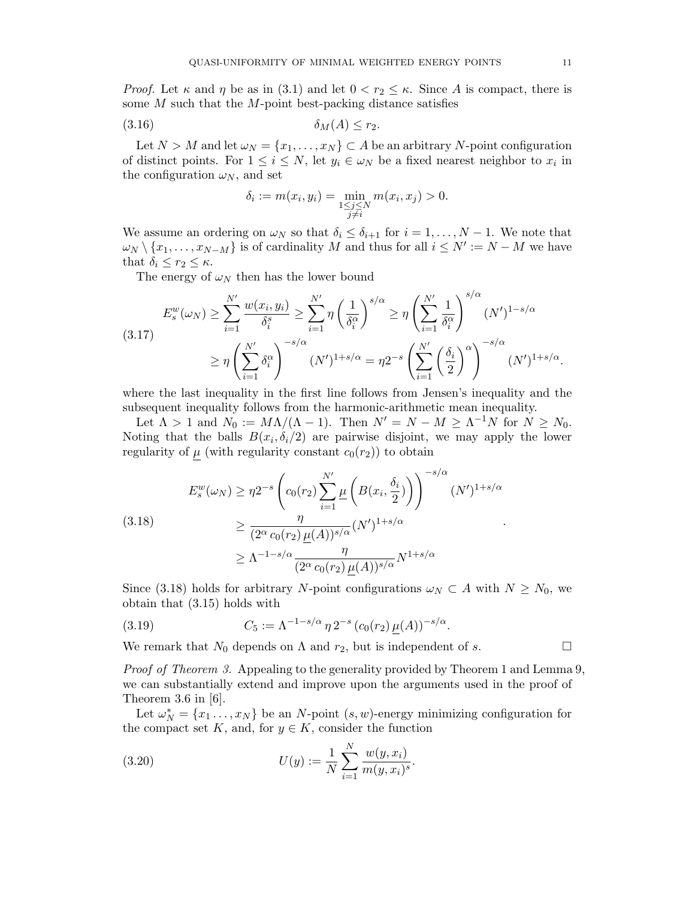*Proof.* Let $\kappa$ and $\eta$ be as in (3.1) and let $0 < r_2 \leq \kappa$. Since $A$ is compact, there is some $M$ such that the $M$-point best-packing distance satisfies

$$\delta_M(A) \leq r_2. \tag{3.16}$$

Let $N > M$ and let $\omega_N = \{x_1, \ldots, x_N\} \subset A$ be an arbitrary $N$-point configuration of distinct points. For $1 \leq i \leq N$, let $y_i \in \omega_N$ be a fixed nearest neighbor to $x_i$ in the configuration $\omega_N$, and set

$$\delta_i := m(x_i, y_i) = \min_{\substack{1 \leq j \leq N \\ j \neq i}} m(x_i, x_j) > 0.$$

We assume an ordering on $\omega_N$ so that $\delta_i \leq \delta_{i+1}$ for $i = 1, \ldots, N-1$. We note that $\omega_N \setminus \{x_1, \ldots, x_{N-M}\}$ is of cardinality $M$ and thus for all $i \leq N' := N - M$ we have that $\delta_i \leq r_2 \leq \kappa$.

The energy of $\omega_N$ then has the lower bound

$$\begin{aligned} E_s^w(\omega_N) &\geq \sum_{i=1}^{N'} \frac{w(x_i, y_i)}{\delta_i^s} \geq \sum_{i=1}^{N'} \eta \left(\frac{1}{\delta_i^\alpha}\right)^{s/\alpha} \geq \eta \left(\sum_{i=1}^{N'} \frac{1}{\delta_i^\alpha}\right)^{s/\alpha} (N')^{1-s/\alpha} \\ &\geq \eta \left(\sum_{i=1}^{N'} \delta_i^\alpha\right)^{-s/\alpha} (N')^{1+s/\alpha} = \eta 2^{-s} \left(\sum_{i=1}^{N'} \left(\frac{\delta_i}{2}\right)^\alpha\right)^{-s/\alpha} (N')^{1+s/\alpha}. \end{aligned} \tag{3.17}$$

where the last inequality in the first line follows from Jensen's inequality and the subsequent inequality follows from the harmonic-arithmetic mean inequality.

Let $\Lambda > 1$ and $N_0 := M\Lambda/(\Lambda - 1)$. Then $N' = N - M \geq \Lambda^{-1}N$ for $N \geq N_0$. Noting that the balls $B(x_i, \delta_i/2)$ are pairwise disjoint, we may apply the lower regularity of $\underline{\mu}$ (with regularity constant $c_0(r_2)$) to obtain

$$\begin{aligned} E_s^w(\omega_N) &\geq \eta 2^{-s} \left(c_0(r_2) \sum_{i=1}^{N'} \underline{\mu}\left(B(x_i, \frac{\delta_i}{2})\right)\right)^{-s/\alpha} (N')^{1+s/\alpha} \\ &\geq \frac{\eta}{(2^\alpha \, c_0(r_2)\, \underline{\mu}(A))^{s/\alpha}} (N')^{1+s/\alpha} \\ &\geq \Lambda^{-1-s/\alpha} \frac{\eta}{(2^\alpha \, c_0(r_2)\, \underline{\mu}(A))^{s/\alpha}} N^{1+s/\alpha} \end{aligned} \tag{3.18}$$

Since (3.18) holds for arbitrary $N$-point configurations $\omega_N \subset A$ with $N \geq N_0$, we obtain that (3.15) holds with

$$C_5 := \Lambda^{-1-s/\alpha}\, \eta\, 2^{-s}\, (c_0(r_2)\, \underline{\mu}(A))^{-s/\alpha}. \tag{3.19}$$

We remark that $N_0$ depends on $\Lambda$ and $r_2$, but is independent of $s$. $\square$

*Proof of Theorem 3.* Appealing to the generality provided by Theorem 1 and Lemma 9, we can substantially extend and improve upon the arguments used in the proof of Theorem 3.6 in [6].

Let $\omega_N^* = \{x_1 \ldots, x_N\}$ be an $N$-point $(s, w)$-energy minimizing configuration for the compact set $K$, and, for $y \in K$, consider the function

$$U(y) := \frac{1}{N} \sum_{i=1}^{N} \frac{w(y, x_i)}{m(y, x_i)^s}. \tag{3.20}$$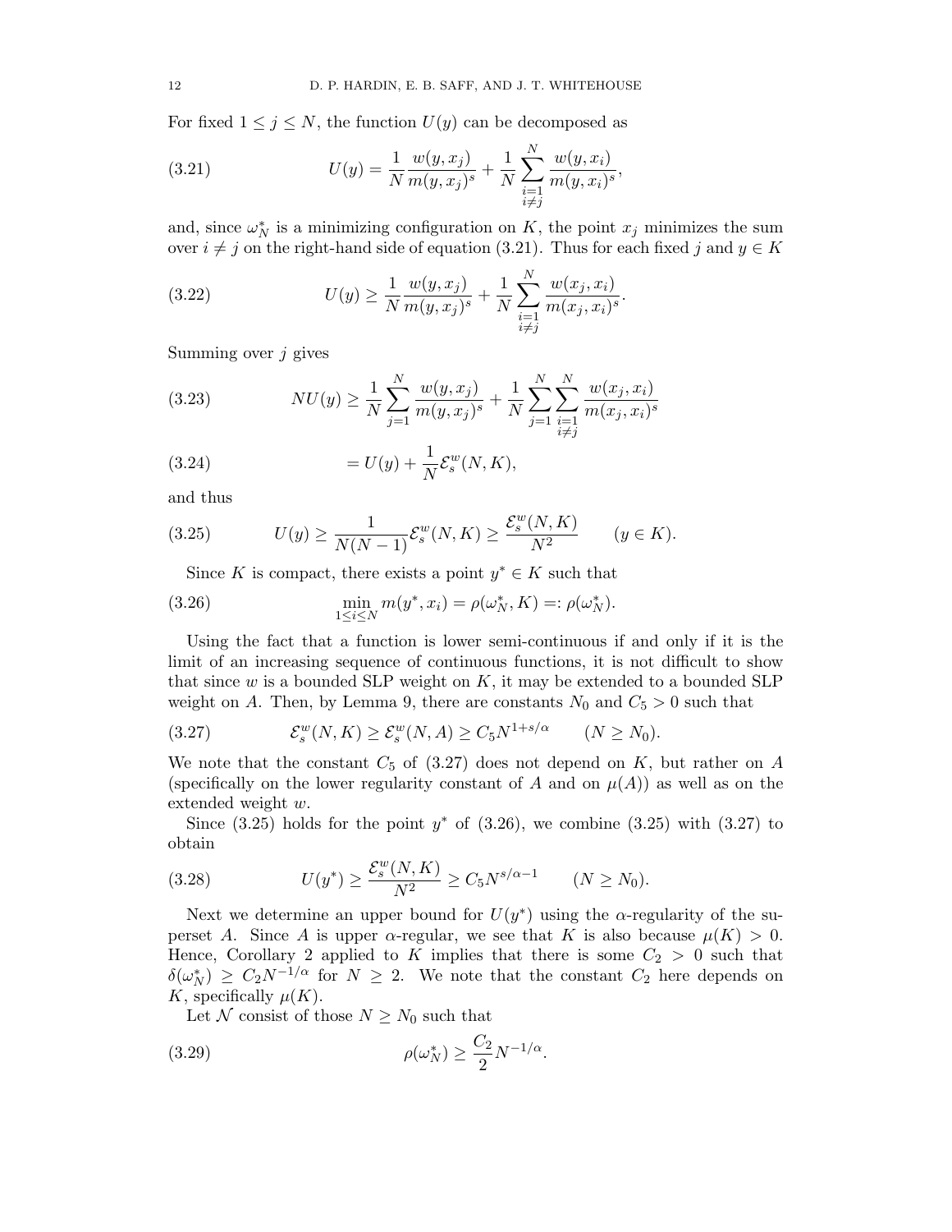For fixed $1 \leq j \leq N$, the function $U(y)$ can be decomposed as

$$U(y) = \frac{1}{N} \frac{w(y, x_j)}{m(y, x_j)^s} + \frac{1}{N} \sum_{\substack{i=1 \\ i \neq j}}^{N} \frac{w(y, x_i)}{m(y, x_i)^s}, \tag{3.21}$$

and, since $\omega_N^*$ is a minimizing configuration on $K$, the point $x_j$ minimizes the sum over $i \neq j$ on the right-hand side of equation (3.21). Thus for each fixed $j$ and $y \in K$

$$U(y) \geq \frac{1}{N} \frac{w(y, x_j)}{m(y, x_j)^s} + \frac{1}{N} \sum_{\substack{i=1 \\ i \neq j}}^{N} \frac{w(x_j, x_i)}{m(x_j, x_i)^s}. \tag{3.22}$$

Summing over $j$ gives

$$NU(y) \geq \frac{1}{N} \sum_{j=1}^{N} \frac{w(y, x_j)}{m(y, x_j)^s} + \frac{1}{N} \sum_{j=1}^{N} \sum_{\substack{i=1 \\ i \neq j}}^{N} \frac{w(x_j, x_i)}{m(x_j, x_i)^s} \tag{3.23}$$

$$= U(y) + \frac{1}{N} \mathcal{E}_s^w(N, K), \tag{3.24}$$

and thus

$$U(y) \geq \frac{1}{N(N-1)} \mathcal{E}_s^w(N, K) \geq \frac{\mathcal{E}_s^w(N, K)}{N^2} \qquad (y \in K). \tag{3.25}$$

Since $K$ is compact, there exists a point $y^* \in K$ such that

$$\min_{1 \leq i \leq N} m(y^*, x_i) = \rho(\omega_N^*, K) =: \rho(\omega_N^*). \tag{3.26}$$

Using the fact that a function is lower semi-continuous if and only if it is the limit of an increasing sequence of continuous functions, it is not difficult to show that since $w$ is a bounded SLP weight on $K$, it may be extended to a bounded SLP weight on $A$. Then, by Lemma 9, there are constants $N_0$ and $C_5 > 0$ such that

$$\mathcal{E}_s^w(N, K) \geq \mathcal{E}_s^w(N, A) \geq C_5 N^{1+s/\alpha} \qquad (N \geq N_0). \tag{3.27}$$

We note that the constant $C_5$ of (3.27) does not depend on $K$, but rather on $A$ (specifically on the lower regularity constant of $A$ and on $\mu(A)$) as well as on the extended weight $w$.

Since (3.25) holds for the point $y^*$ of (3.26), we combine (3.25) with (3.27) to obtain

$$U(y^*) \geq \frac{\mathcal{E}_s^w(N, K)}{N^2} \geq C_5 N^{s/\alpha - 1} \qquad (N \geq N_0). \tag{3.28}$$

Next we determine an upper bound for $U(y^*)$ using the $\alpha$-regularity of the superset $A$. Since $A$ is upper $\alpha$-regular, we see that $K$ is also because $\mu(K) > 0$. Hence, Corollary 2 applied to $K$ implies that there is some $C_2 > 0$ such that $\delta(\omega_N^*) \geq C_2 N^{-1/\alpha}$ for $N \geq 2$. We note that the constant $C_2$ here depends on $K$, specifically $\mu(K)$.

Let $\mathcal{N}$ consist of those $N \geq N_0$ such that

$$\rho(\omega_N^*) \geq \frac{C_2}{2} N^{-1/\alpha}. \tag{3.29}$$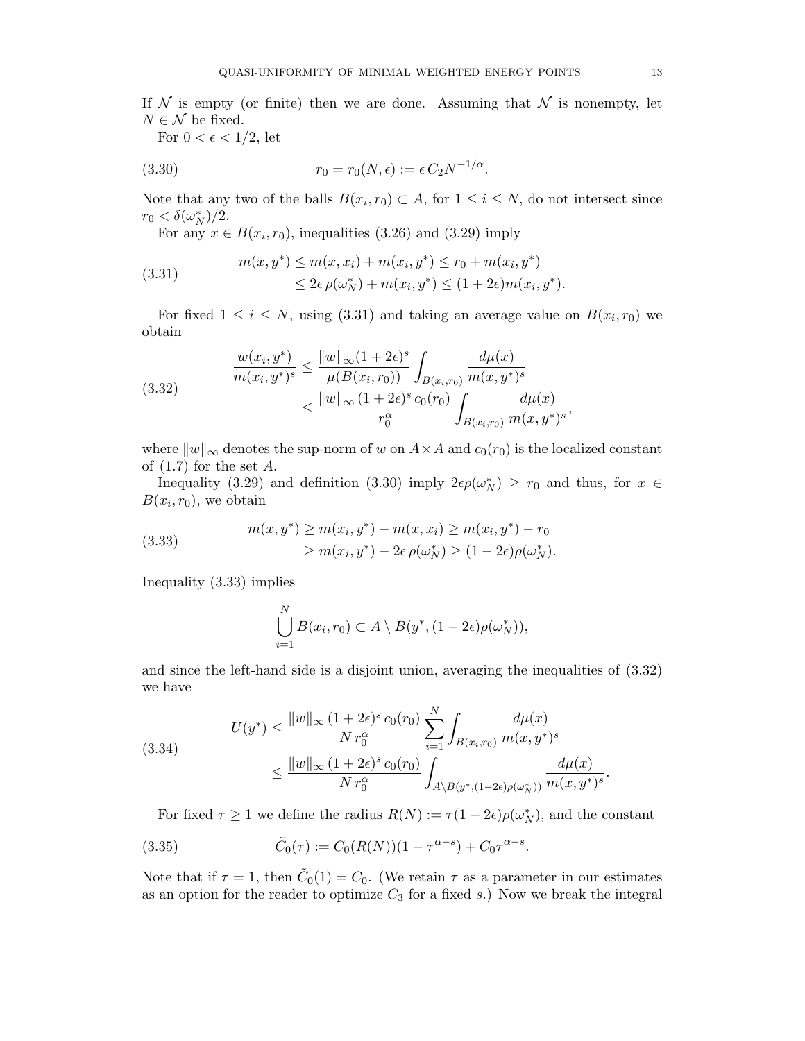If $\mathcal{N}$ is empty (or finite) then we are done. Assuming that $\mathcal{N}$ is nonempty, let $N \in \mathcal{N}$ be fixed.

For $0 < \epsilon < 1/2$, let

$$r_0 = r_0(N, \epsilon) := \epsilon\, C_2 N^{-1/\alpha}. \tag{3.30}$$

Note that any two of the balls $B(x_i, r_0) \subset A$, for $1 \leq i \leq N$, do not intersect since $r_0 < \delta(\omega_N^*)/2$.

For any $x \in B(x_i, r_0)$, inequalities (3.26) and (3.29) imply

$$\begin{aligned} m(x, y^*) &\leq m(x, x_i) + m(x_i, y^*) \leq r_0 + m(x_i, y^*) \\ &\leq 2\epsilon\, \rho(\omega_N^*) + m(x_i, y^*) \leq (1 + 2\epsilon) m(x_i, y^*). \end{aligned} \tag{3.31}$$

For fixed $1 \leq i \leq N$, using (3.31) and taking an average value on $B(x_i, r_0)$ we obtain

$$\begin{aligned} \frac{w(x_i, y^*)}{m(x_i, y^*)^s} &\leq \frac{\|w\|_\infty (1 + 2\epsilon)^s}{\mu(B(x_i, r_0))} \int_{B(x_i, r_0)} \frac{d\mu(x)}{m(x, y^*)^s} \\ &\leq \frac{\|w\|_\infty\, (1 + 2\epsilon)^s\, c_0(r_0)}{r_0^\alpha} \int_{B(x_i, r_0)} \frac{d\mu(x)}{m(x, y^*)^s}, \end{aligned} \tag{3.32}$$

where $\|w\|_\infty$ denotes the sup-norm of $w$ on $A \times A$ and $c_0(r_0)$ is the localized constant of (1.7) for the set $A$.

Inequality (3.29) and definition (3.30) imply $2\epsilon \rho(\omega_N^*) \geq r_0$ and thus, for $x \in B(x_i, r_0)$, we obtain

$$\begin{aligned} m(x, y^*) &\geq m(x_i, y^*) - m(x, x_i) \geq m(x_i, y^*) - r_0 \\ &\geq m(x_i, y^*) - 2\epsilon\, \rho(\omega_N^*) \geq (1 - 2\epsilon)\rho(\omega_N^*). \end{aligned} \tag{3.33}$$

Inequality (3.33) implies

$$\bigcup_{i=1}^{N} B(x_i, r_0) \subset A \setminus B(y^*, (1 - 2\epsilon)\rho(\omega_N^*)),$$

and since the left-hand side is a disjoint union, averaging the inequalities of (3.32) we have

$$\begin{aligned} U(y^*) &\leq \frac{\|w\|_\infty\, (1 + 2\epsilon)^s\, c_0(r_0)}{N\, r_0^\alpha} \sum_{i=1}^{N} \int_{B(x_i, r_0)} \frac{d\mu(x)}{m(x, y^*)^s} \\ &\leq \frac{\|w\|_\infty\, (1 + 2\epsilon)^s\, c_0(r_0)}{N\, r_0^\alpha} \int_{A \setminus B(y^*, (1 - 2\epsilon)\rho(\omega_N^*))} \frac{d\mu(x)}{m(x, y^*)^s}. \end{aligned} \tag{3.34}$$

For fixed $\tau \geq 1$ we define the radius $R(N) := \tau(1 - 2\epsilon)\rho(\omega_N^*)$, and the constant

$$\tilde{C}_0(\tau) := C_0(R(N))(1 - \tau^{\alpha - s}) + C_0 \tau^{\alpha - s}. \tag{3.35}$$

Note that if $\tau = 1$, then $\tilde{C}_0(1) = C_0$. (We retain $\tau$ as a parameter in our estimates as an option for the reader to optimize $C_3$ for a fixed $s$.) Now we break the integral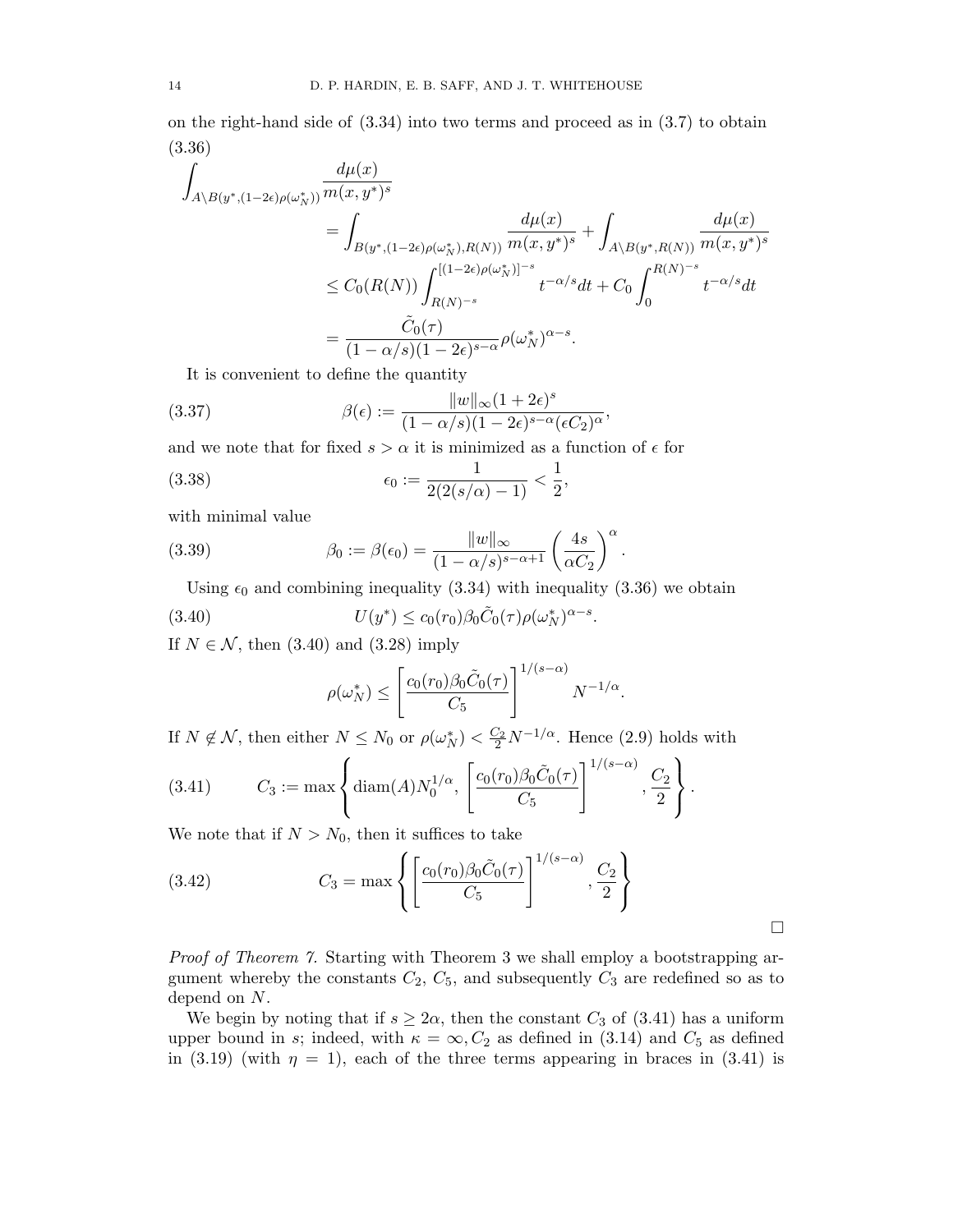on the right-hand side of (3.34) into two terms and proceed as in (3.7) to obtain

(3.36)

$$\begin{aligned}
\int_{A\setminus B(y^*,(1-2\epsilon)\rho(\omega_N^*))} \frac{d\mu(x)}{m(x,y^*)^s} &= \int_{B(y^*,(1-2\epsilon)\rho(\omega_N^*),R(N))} \frac{d\mu(x)}{m(x,y^*)^s} + \int_{A\setminus B(y^*,R(N))} \frac{d\mu(x)}{m(x,y^*)^s} \\
&\le C_0(R(N)) \int_{R(N)^{-s}}^{[(1-2\epsilon)\rho(\omega_N^*)]^{-s}} t^{-\alpha/s} dt + C_0 \int_0^{R(N)^{-s}} t^{-\alpha/s} dt \\
&= \frac{\tilde{C}_0(\tau)}{(1-\alpha/s)(1-2\epsilon)^{s-\alpha}} \rho(\omega_N^*)^{\alpha-s}.
\end{aligned}$$

It is convenient to define the quantity

$$\beta(\epsilon) := \frac{\|w\|_\infty (1+2\epsilon)^s}{(1-\alpha/s)(1-2\epsilon)^{s-\alpha}(\epsilon C_2)^\alpha}, \tag{3.37}$$

and we note that for fixed $s > \alpha$ it is minimized as a function of $\epsilon$ for

$$\epsilon_0 := \frac{1}{2(2(s/\alpha)-1)} < \frac{1}{2}, \tag{3.38}$$

with minimal value

$$\beta_0 := \beta(\epsilon_0) = \frac{\|w\|_\infty}{(1-\alpha/s)^{s-\alpha+1}} \left(\frac{4s}{\alpha C_2}\right)^\alpha. \tag{3.39}$$

Using $\epsilon_0$ and combining inequality (3.34) with inequality (3.36) we obtain

$$U(y^*) \le c_0(r_0)\beta_0 \tilde{C}_0(\tau)\rho(\omega_N^*)^{\alpha-s}. \tag{3.40}$$

If $N \in \mathcal{N}$, then (3.40) and (3.28) imply

$$\rho(\omega_N^*) \le \left[\frac{c_0(r_0)\beta_0\tilde{C}_0(\tau)}{C_5}\right]^{1/(s-\alpha)} N^{-1/\alpha}.$$

If $N \notin \mathcal{N}$, then either $N \le N_0$ or $\rho(\omega_N^*) < \frac{C_2}{2}N^{-1/\alpha}$. Hence (2.9) holds with

$$C_3 := \max\left\{\operatorname{diam}(A)N_0^{1/\alpha},\ \left[\frac{c_0(r_0)\beta_0\tilde{C}_0(\tau)}{C_5}\right]^{1/(s-\alpha)},\ \frac{C_2}{2}\right\}. \tag{3.41}$$

We note that if $N > N_0$, then it suffices to take

$$C_3 = \max\left\{\left[\frac{c_0(r_0)\beta_0\tilde{C}_0(\tau)}{C_5}\right]^{1/(s-\alpha)},\ \frac{C_2}{2}\right\} \tag{3.42}$$

□

*Proof of Theorem 7.* Starting with Theorem 3 we shall employ a bootstrapping argument whereby the constants $C_2$, $C_5$, and subsequently $C_3$ are redefined so as to depend on $N$.

We begin by noting that if $s \ge 2\alpha$, then the constant $C_3$ of (3.41) has a uniform upper bound in $s$; indeed, with $\kappa = \infty, C_2$ as defined in (3.14) and $C_5$ as defined in (3.19) (with $\eta = 1$), each of the three terms appearing in braces in (3.41) is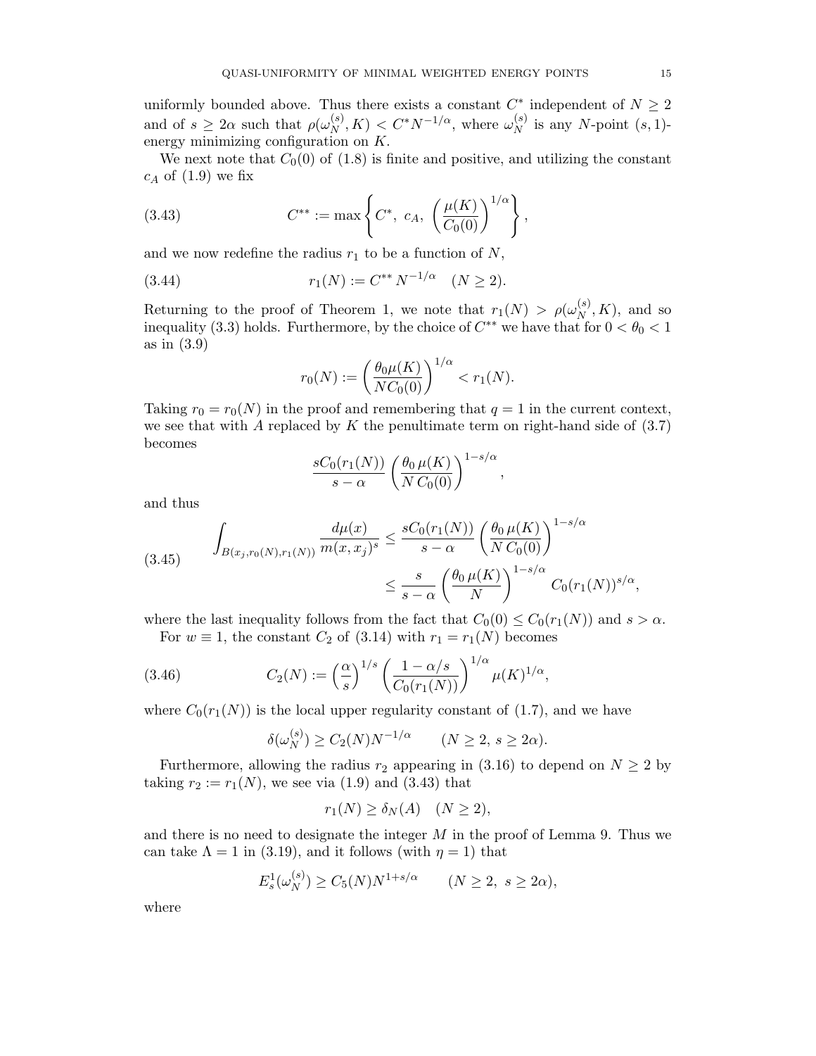uniformly bounded above. Thus there exists a constant $C^*$ independent of $N \geq 2$ and of $s \geq 2\alpha$ such that $\rho(\omega_N^{(s)}, K) < C^* N^{-1/\alpha}$, where $\omega_N^{(s)}$ is any $N$-point $(s,1)$-energy minimizing configuration on $K$.

We next note that $C_0(0)$ of (1.8) is finite and positive, and utilizing the constant $c_A$ of (1.9) we fix

$$C^{**} := \max\left\{C^*,\ c_A,\ \left(\frac{\mu(K)}{C_0(0)}\right)^{1/\alpha}\right\}, \tag{3.43}$$

and we now redefine the radius $r_1$ to be a function of $N$,

$$r_1(N) := C^{**}\, N^{-1/\alpha} \quad (N \geq 2). \tag{3.44}$$

Returning to the proof of Theorem 1, we note that $r_1(N) > \rho(\omega_N^{(s)}, K)$, and so inequality (3.3) holds. Furthermore, by the choice of $C^{**}$ we have that for $0 < \theta_0 < 1$ as in (3.9)

$$r_0(N) := \left(\frac{\theta_0 \mu(K)}{N C_0(0)}\right)^{1/\alpha} < r_1(N).$$

Taking $r_0 = r_0(N)$ in the proof and remembering that $q = 1$ in the current context, we see that with $A$ replaced by $K$ the penultimate term on right-hand side of (3.7) becomes

$$\frac{s C_0(r_1(N))}{s-\alpha}\left(\frac{\theta_0\, \mu(K)}{N\, C_0(0)}\right)^{1-s/\alpha},$$

and thus

$$\begin{aligned} \int_{B(x_j, r_0(N), r_1(N))} \frac{d\mu(x)}{m(x,x_j)^s} &\leq \frac{s C_0(r_1(N))}{s-\alpha}\left(\frac{\theta_0\, \mu(K)}{N\, C_0(0)}\right)^{1-s/\alpha} \\ &\leq \frac{s}{s-\alpha}\left(\frac{\theta_0\, \mu(K)}{N}\right)^{1-s/\alpha} C_0(r_1(N))^{s/\alpha}, \end{aligned} \tag{3.45}$$

where the last inequality follows from the fact that $C_0(0) \leq C_0(r_1(N))$ and $s > \alpha$.

For $w \equiv 1$, the constant $C_2$ of (3.14) with $r_1 = r_1(N)$ becomes

$$C_2(N) := \left(\frac{\alpha}{s}\right)^{1/s}\left(\frac{1-\alpha/s}{C_0(r_1(N))}\right)^{1/\alpha}\mu(K)^{1/\alpha}, \tag{3.46}$$

where $C_0(r_1(N))$ is the local upper regularity constant of (1.7), and we have

$$\delta(\omega_N^{(s)}) \geq C_2(N) N^{-1/\alpha} \qquad (N \geq 2,\ s \geq 2\alpha).$$

Furthermore, allowing the radius $r_2$ appearing in (3.16) to depend on $N \geq 2$ by taking $r_2 := r_1(N)$, we see via (1.9) and (3.43) that

$$r_1(N) \geq \delta_N(A) \quad (N \geq 2),$$

and there is no need to designate the integer $M$ in the proof of Lemma 9. Thus we can take $\Lambda = 1$ in (3.19), and it follows (with $\eta = 1$) that

$$E_s^1(\omega_N^{(s)}) \geq C_5(N) N^{1+s/\alpha} \qquad (N \geq 2,\ s \geq 2\alpha),$$

where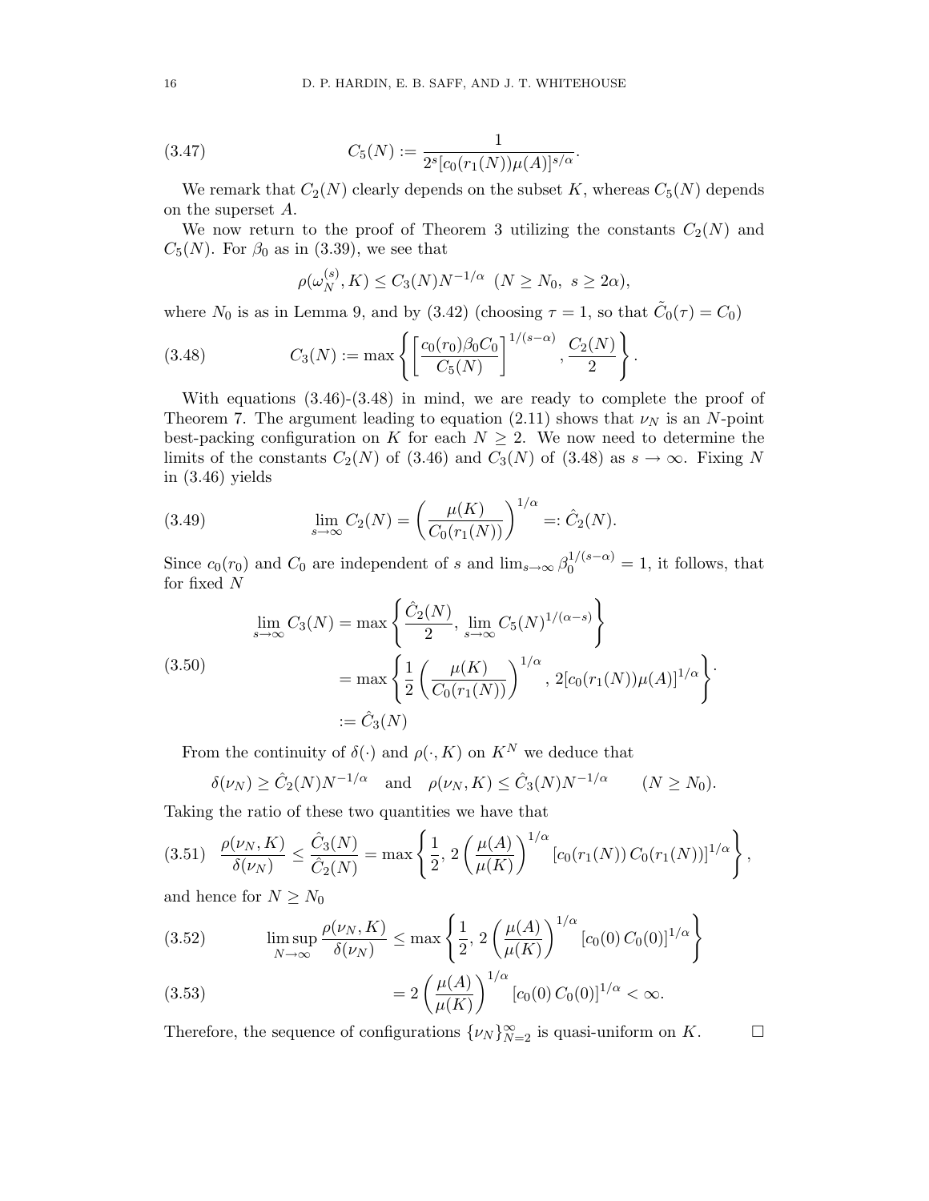$$C_5(N) := \frac{1}{2^s [c_0(r_1(N))\mu(A)]^{s/\alpha}}. \tag{3.47}$$

We remark that $C_2(N)$ clearly depends on the subset $K$, whereas $C_5(N)$ depends on the superset $A$.

We now return to the proof of Theorem 3 utilizing the constants $C_2(N)$ and $C_5(N)$. For $\beta_0$ as in (3.39), we see that

$$\rho(\omega_N^{(s)}, K) \leq C_3(N) N^{-1/\alpha} \ \ (N \geq N_0, \ s \geq 2\alpha),$$

where $N_0$ is as in Lemma 9, and by (3.42) (choosing $\tau = 1$, so that $\tilde{C}_0(\tau) = C_0$)

$$C_3(N) := \max\left\{ \left[\frac{c_0(r_0)\beta_0 C_0}{C_5(N)}\right]^{1/(s-\alpha)}, \frac{C_2(N)}{2} \right\}. \tag{3.48}$$

With equations (3.46)-(3.48) in mind, we are ready to complete the proof of Theorem 7. The argument leading to equation (2.11) shows that $\nu_N$ is an $N$-point best-packing configuration on $K$ for each $N \geq 2$. We now need to determine the limits of the constants $C_2(N)$ of (3.46) and $C_3(N)$ of (3.48) as $s \to \infty$. Fixing $N$ in (3.46) yields

$$\lim_{s\to\infty} C_2(N) = \left(\frac{\mu(K)}{C_0(r_1(N))}\right)^{1/\alpha} =: \hat{C}_2(N). \tag{3.49}$$

Since $c_0(r_0)$ and $C_0$ are independent of $s$ and $\lim_{s\to\infty} \beta_0^{1/(s-\alpha)} = 1$, it follows, that for fixed $N$

$$\begin{aligned}
\lim_{s\to\infty} C_3(N) &= \max\left\{ \frac{\hat{C}_2(N)}{2}, \lim_{s\to\infty} C_5(N)^{1/(\alpha-s)} \right\} \\
&= \max\left\{ \frac{1}{2}\left(\frac{\mu(K)}{C_0(r_1(N))}\right)^{1/\alpha}, 2[c_0(r_1(N))\mu(A)]^{1/\alpha} \right\}. \\
&:= \hat{C}_3(N)
\end{aligned} \tag{3.50}$$

From the continuity of $\delta(\cdot)$ and $\rho(\cdot, K)$ on $K^N$ we deduce that

$$\delta(\nu_N) \geq \hat{C}_2(N) N^{-1/\alpha} \quad \text{and} \quad \rho(\nu_N, K) \leq \hat{C}_3(N) N^{-1/\alpha} \qquad (N \geq N_0).$$

Taking the ratio of these two quantities we have that

$$\frac{\rho(\nu_N, K)}{\delta(\nu_N)} \leq \frac{\hat{C}_3(N)}{\hat{C}_2(N)} = \max\left\{ \frac{1}{2}, 2\left(\frac{\mu(A)}{\mu(K)}\right)^{1/\alpha} [c_0(r_1(N))\, C_0(r_1(N))]^{1/\alpha} \right\}, \tag{3.51}$$

and hence for $N \geq N_0$

$$\limsup_{N\to\infty} \frac{\rho(\nu_N, K)}{\delta(\nu_N)} \leq \max\left\{ \frac{1}{2}, 2\left(\frac{\mu(A)}{\mu(K)}\right)^{1/\alpha} [c_0(0)\, C_0(0)]^{1/\alpha} \right\} \tag{3.52}$$

$$= 2\left(\frac{\mu(A)}{\mu(K)}\right)^{1/\alpha} [c_0(0)\, C_0(0)]^{1/\alpha} < \infty. \tag{3.53}$$

Therefore, the sequence of configurations $\{\nu_N\}_{N=2}^{\infty}$ is quasi-uniform on $K$. $\square$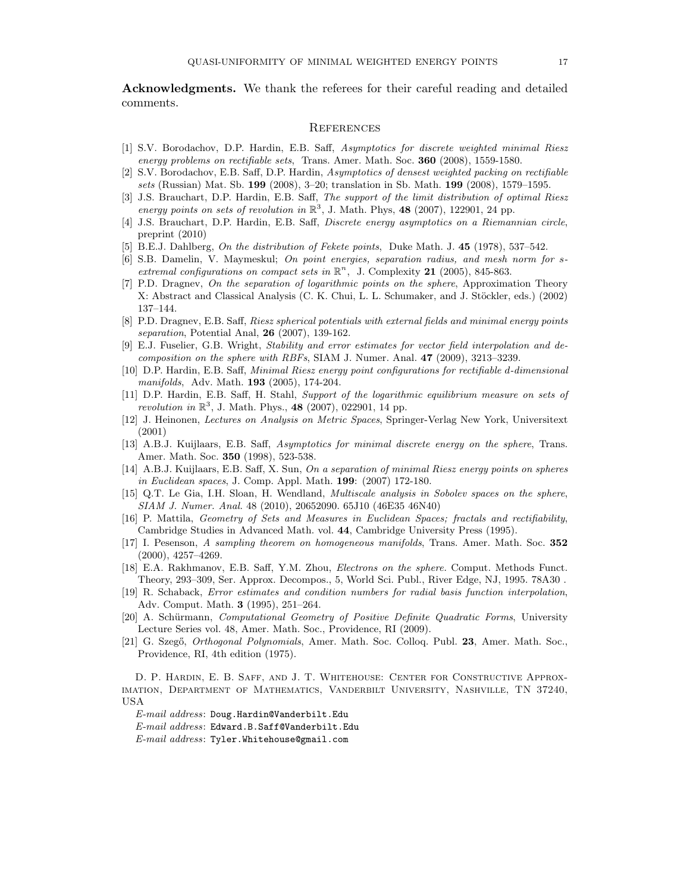**Acknowledgments.** We thank the referees for their careful reading and detailed comments.

## References

[1] S.V. Borodachov, D.P. Hardin, E.B. Saff, *Asymptotics for discrete weighted minimal Riesz energy problems on rectifiable sets*, Trans. Amer. Math. Soc. **360** (2008), 1559-1580.

[2] S.V. Borodachov, E.B. Saff, D.P. Hardin, *Asymptotics of densest weighted packing on rectifiable sets* (Russian) Mat. Sb. **199** (2008), 3–20; translation in Sb. Math. **199** (2008), 1579–1595.

[3] J.S. Brauchart, D.P. Hardin, E.B. Saff, *The support of the limit distribution of optimal Riesz energy points on sets of revolution in* $\mathbb{R}^3$, J. Math. Phys, **48** (2007), 122901, 24 pp.

[4] J.S. Brauchart, D.P. Hardin, E.B. Saff, *Discrete energy asymptotics on a Riemannian circle*, preprint (2010)

[5] B.E.J. Dahlberg, *On the distribution of Fekete points*, Duke Math. J. **45** (1978), 537–542.

[6] S.B. Damelin, V. Maymeskul; *On point energies, separation radius, and mesh norm for s-extremal configurations on compact sets in* $\mathbb{R}^n$, J. Complexity **21** (2005), 845-863.

[7] P.D. Dragnev, *On the separation of logarithmic points on the sphere*, Approximation Theory X: Abstract and Classical Analysis (C. K. Chui, L. L. Schumaker, and J. Stöckler, eds.) (2002) 137–144.

[8] P.D. Dragnev, E.B. Saff, *Riesz spherical potentials with external fields and minimal energy points separation*, Potential Anal, **26** (2007), 139-162.

[9] E.J. Fuselier, G.B. Wright, *Stability and error estimates for vector field interpolation and decomposition on the sphere with RBFs*, SIAM J. Numer. Anal. **47** (2009), 3213–3239.

[10] D.P. Hardin, E.B. Saff, *Minimal Riesz energy point configurations for rectifiable d-dimensional manifolds*, Adv. Math. **193** (2005), 174-204.

[11] D.P. Hardin, E.B. Saff, H. Stahl, *Support of the logarithmic equilibrium measure on sets of revolution in* $\mathbb{R}^3$, J. Math. Phys., **48** (2007), 022901, 14 pp.

[12] J. Heinonen, *Lectures on Analysis on Metric Spaces*, Springer-Verlag New York, Universitext (2001)

[13] A.B.J. Kuijlaars, E.B. Saff, *Asymptotics for minimal discrete energy on the sphere*, Trans. Amer. Math. Soc. **350** (1998), 523-538.

[14] A.B.J. Kuijlaars, E.B. Saff, X. Sun, *On a separation of minimal Riesz energy points on spheres in Euclidean spaces*, J. Comp. Appl. Math. **199**: (2007) 172-180.

[15] Q.T. Le Gia, I.H. Sloan, H. Wendland, *Multiscale analysis in Sobolev spaces on the sphere*, *SIAM J. Numer. Anal.* 48 (2010), 20652090. 65J10 (46E35 46N40)

[16] P. Mattila, *Geometry of Sets and Measures in Euclidean Spaces; fractals and rectifiability*, Cambridge Studies in Advanced Math. vol. **44**, Cambridge University Press (1995).

[17] I. Pesenson, *A sampling theorem on homogeneous manifolds*, Trans. Amer. Math. Soc. **352** (2000), 4257–4269.

[18] E.A. Rakhmanov, E.B. Saff, Y.M. Zhou, *Electrons on the sphere.* Comput. Methods Funct. Theory, 293–309, Ser. Approx. Decompos., 5, World Sci. Publ., River Edge, NJ, 1995. 78A30 .

[19] R. Schaback, *Error estimates and condition numbers for radial basis function interpolation*, Adv. Comput. Math. **3** (1995), 251–264.

[20] A. Schürmann, *Computational Geometry of Positive Definite Quadratic Forms*, University Lecture Series vol. 48, Amer. Math. Soc., Providence, RI (2009).

[21] G. Szegő, *Orthogonal Polynomials*, Amer. Math. Soc. Colloq. Publ. **23**, Amer. Math. Soc., Providence, RI, 4th edition (1975).

D. P. Hardin, E. B. Saff, and J. T. Whitehouse: Center for Constructive Approximation, Department of Mathematics, Vanderbilt University, Nashville, TN 37240, USA

*E-mail address*: `Doug.Hardin@Vanderbilt.Edu`

*E-mail address*: `Edward.B.Saff@Vanderbilt.Edu`

*E-mail address*: `Tyler.Whitehouse@gmail.com`